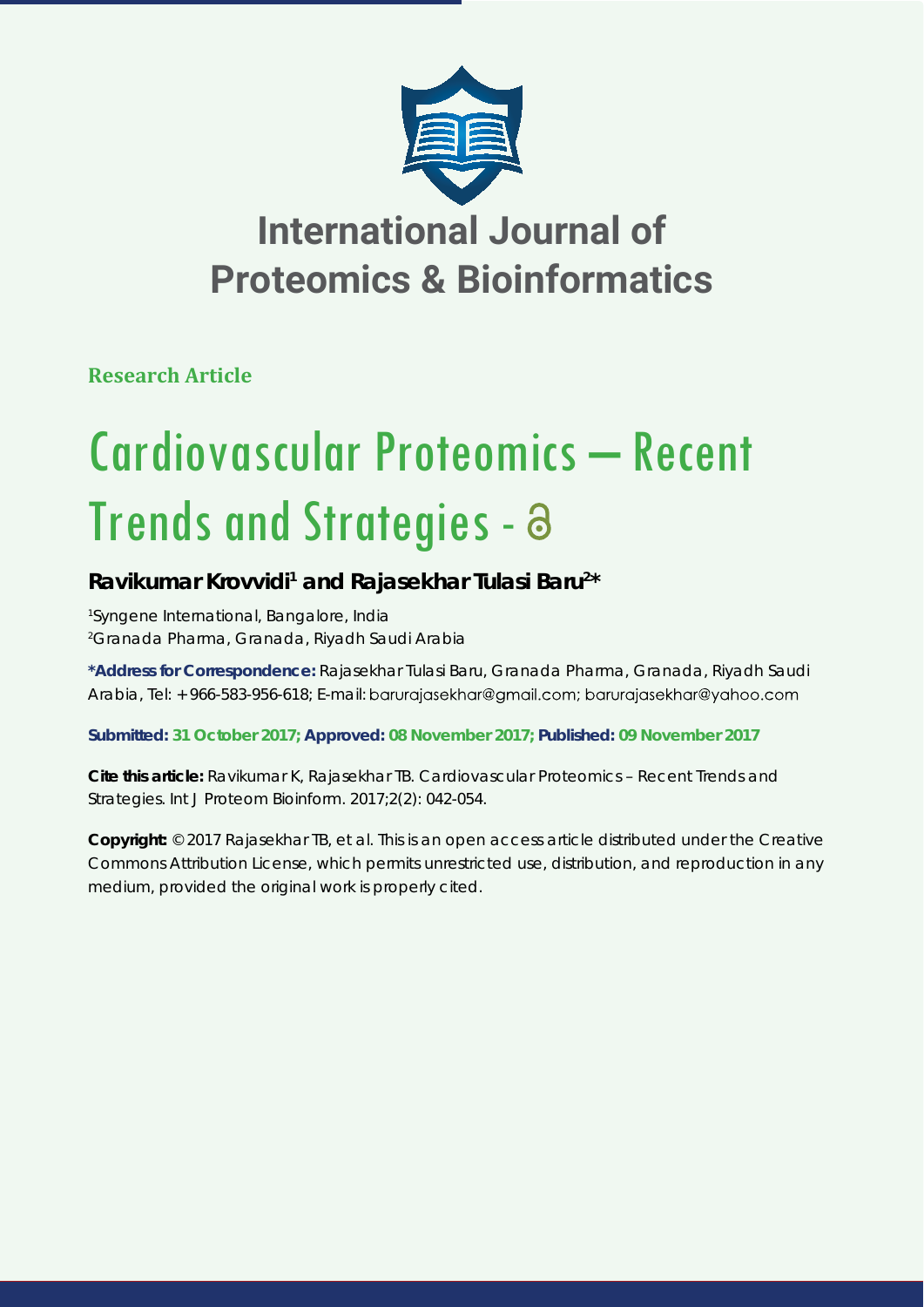# International Journal of Proteomics & Bioinformatics

**Research Article**

# Cardiovascular Proteomics – Recent Trends and Strategies

**Ravikumar Krovvidi[1] and Rajasekhar Tulasi Baru[2]***

[1]Syngene International, Bangalore, India
[2]Granada Pharma, Granada, Riyadh Saudi Arabia

**\*Address for Correspondence:** Rajasekhar Tulasi Baru, Granada Pharma, Granada, Riyadh Saudi Arabia, Tel: +966-583-956-618; E-mail: barurajasekhar@gmail.com; barurajasekhar@yahoo.com

**Submitted: 31 October 2017; Approved: 08 November 2017; Published: 09 November 2017**

**Cite this article:** Ravikumar K, Rajasekhar TB. Cardiovascular Proteomics – Recent Trends and Strategies. Int J Proteom Bioinform. 2017;2(2): 042-054.

**Copyright:** © 2017 Rajasekhar TB, et al. This is an open access article distributed under the Creative Commons Attribution License, which permits unrestricted use, distribution, and reproduction in any medium, provided the original work is properly cited.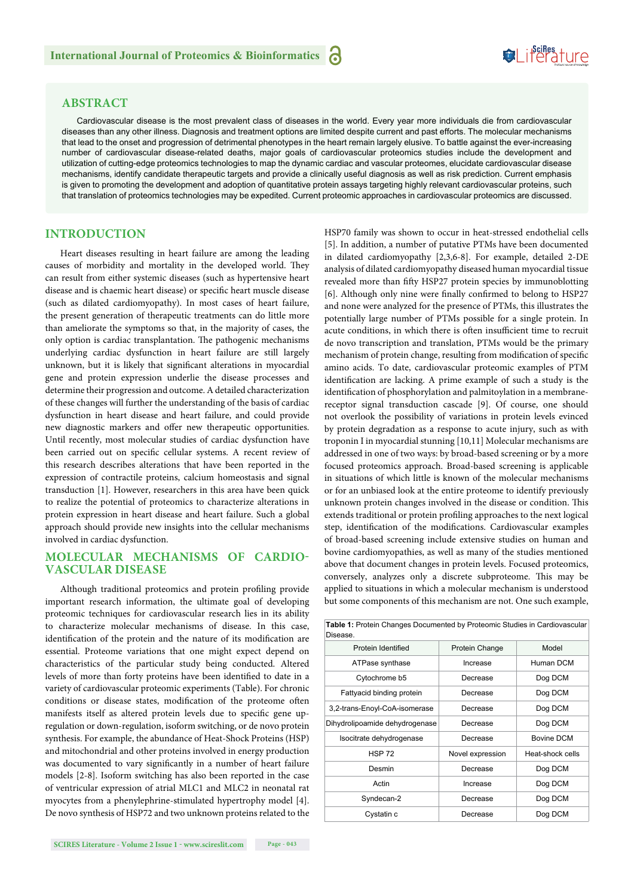## ABSTRACT

Cardiovascular disease is the most prevalent class of diseases in the world. Every year more individuals die from cardiovascular diseases than any other illness. Diagnosis and treatment options are limited despite current and past efforts. The molecular mechanisms that lead to the onset and progression of detrimental phenotypes in the heart remain largely elusive. To battle against the ever-increasing number of cardiovascular disease-related deaths, major goals of cardiovascular proteomics studies include the development and utilization of cutting-edge proteomics technologies to map the dynamic cardiac and vascular proteomes, elucidate cardiovascular disease mechanisms, identify candidate therapeutic targets and provide a clinically useful diagnosis as well as risk prediction. Current emphasis is given to promoting the development and adoption of quantitative protein assays targeting highly relevant cardiovascular proteins, such that translation of proteomics technologies may be expedited. Current proteomic approaches in cardiovascular proteomics are discussed.

## INTRODUCTION

Heart diseases resulting in heart failure are among the leading causes of morbidity and mortality in the developed world. They can result from either systemic diseases (such as hypertensive heart disease and is chaemic heart disease) or specific heart muscle disease (such as dilated cardiomyopathy). In most cases of heart failure, the present generation of therapeutic treatments can do little more than ameliorate the symptoms so that, in the majority of cases, the only option is cardiac transplantation. The pathogenic mechanisms underlying cardiac dysfunction in heart failure are still largely unknown, but it is likely that significant alterations in myocardial gene and protein expression underlie the disease processes and determine their progression and outcome. A detailed characterization of these changes will further the understanding of the basis of cardiac dysfunction in heart disease and heart failure, and could provide new diagnostic markers and offer new therapeutic opportunities. Until recently, most molecular studies of cardiac dysfunction have been carried out on specific cellular systems. A recent review of this research describes alterations that have been reported in the expression of contractile proteins, calcium homeostasis and signal transduction [1]. However, researchers in this area have been quick to realize the potential of proteomics to characterize alterations in protein expression in heart disease and heart failure. Such a global approach should provide new insights into the cellular mechanisms involved in cardiac dysfunction.

## MOLECULAR MECHANISMS OF CARDIO-VASCULAR DISEASE

Although traditional proteomics and protein profiling provide important research information, the ultimate goal of developing proteomic techniques for cardiovascular research lies in its ability to characterize molecular mechanisms of disease. In this case, identification of the protein and the nature of its modification are essential. Proteome variations that one might expect depend on characteristics of the particular study being conducted. Altered levels of more than forty proteins have been identified to date in a variety of cardiovascular proteomic experiments (Table). For chronic conditions or disease states, modification of the proteome often manifests itself as altered protein levels due to specific gene up-regulation or down-regulation, isoform switching, or de novo protein synthesis. For example, the abundance of Heat-Shock Proteins (HSP) and mitochondrial and other proteins involved in energy production was documented to vary significantly in a number of heart failure models [2-8]. Isoform switching has also been reported in the case of ventricular expression of atrial MLC1 and MLC2 in neonatal rat myocytes from a phenylephrine-stimulated hypertrophy model [4]. De novo synthesis of HSP72 and two unknown proteins related to the HSP70 family was shown to occur in heat-stressed endothelial cells [5]. In addition, a number of putative PTMs have been documented in dilated cardiomyopathy [2,3,6-8]. For example, detailed 2-DE analysis of dilated cardiomyopathy diseased human myocardial tissue revealed more than fifty HSP27 protein species by immunoblotting [6]. Although only nine were finally confirmed to belong to HSP27 and none were analyzed for the presence of PTMs, this illustrates the potentially large number of PTMs possible for a single protein. In acute conditions, in which there is often insufficient time to recruit de novo transcription and translation, PTMs would be the primary mechanism of protein change, resulting from modification of specific amino acids. To date, cardiovascular proteomic examples of PTM identification are lacking. A prime example of such a study is the identification of phosphorylation and palmitoylation in a membrane-receptor signal transduction cascade [9]. Of course, one should not overlook the possibility of variations in protein levels evinced by protein degradation as a response to acute injury, such as with troponin I in myocardial stunning [10,11] Molecular mechanisms are addressed in one of two ways: by broad-based screening or by a more focused proteomics approach. Broad-based screening is applicable in situations of which little is known of the molecular mechanisms or for an unbiased look at the entire proteome to identify previously unknown protein changes involved in the disease or condition. This extends traditional or protein profiling approaches to the next logical step, identification of the modifications. Cardiovascular examples of broad-based screening include extensive studies on human and bovine cardiomyopathies, as well as many of the studies mentioned above that document changes in protein levels. Focused proteomics, conversely, analyzes only a discrete subproteome. This may be applied to situations in which a molecular mechanism is understood but some components of this mechanism are not. One such example,

**Table 1:** Protein Changes Documented by Proteomic Studies in Cardiovascular Disease.

| Protein Identified | Protein Change | Model |
|---|---|---|
| ATPase synthase | Increase | Human DCM |
| Cytochrome b5 | Decrease | Dog DCM |
| Fattyacid binding protein | Decrease | Dog DCM |
| 3,2-trans-Enoyl-CoA-isomerase | Decrease | Dog DCM |
| Dihydrolipoamide dehydrogenase | Decrease | Dog DCM |
| Isocitrate dehydrogenase | Decrease | Bovine DCM |
| HSP 72 | Novel expression | Heat-shock cells |
| Desmin | Decrease | Dog DCM |
| Actin | Increase | Dog DCM |
| Syndecan-2 | Decrease | Dog DCM |
| Cystatin c | Decrease | Dog DCM |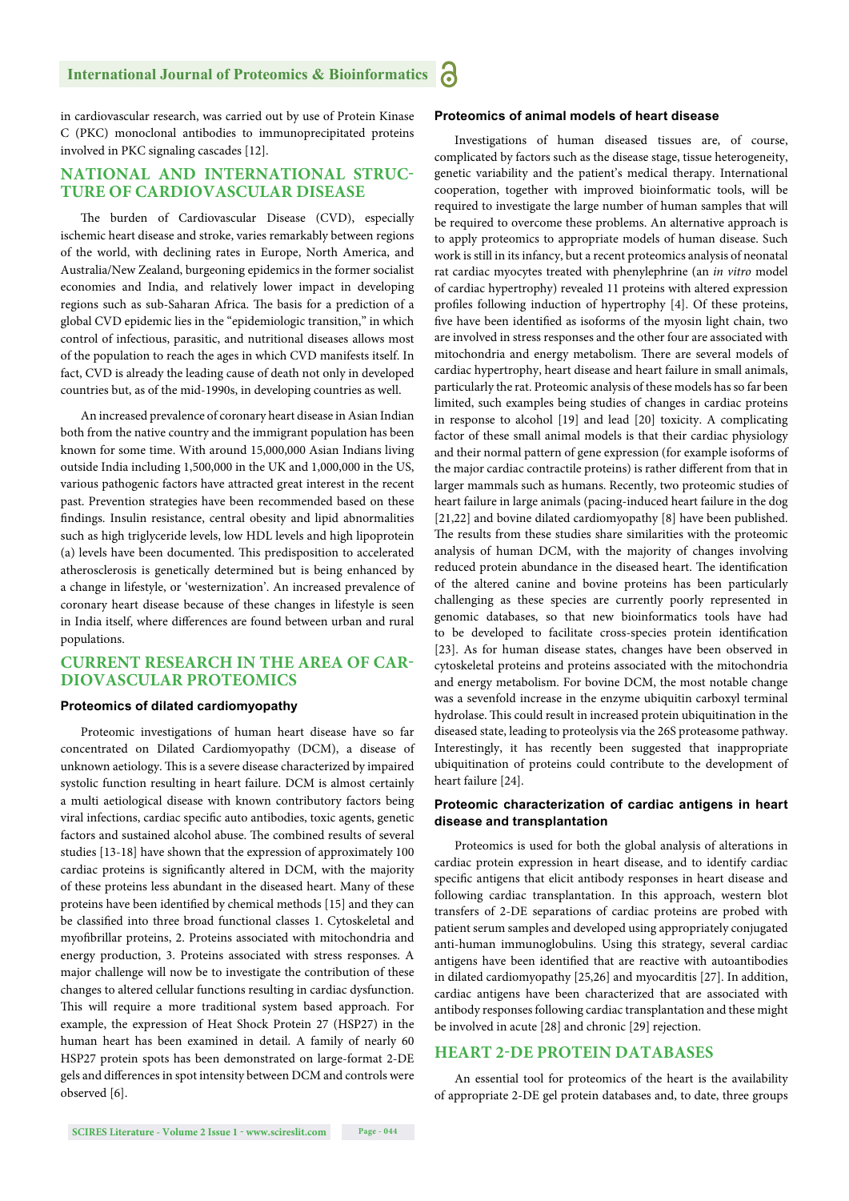in cardiovascular research, was carried out by use of Protein Kinase C (PKC) monoclonal antibodies to immunoprecipitated proteins involved in PKC signaling cascades [12].

## NATIONAL AND INTERNATIONAL STRUCTURE OF CARDIOVASCULAR DISEASE

The burden of Cardiovascular Disease (CVD), especially ischemic heart disease and stroke, varies remarkably between regions of the world, with declining rates in Europe, North America, and Australia/New Zealand, burgeoning epidemics in the former socialist economies and India, and relatively lower impact in developing regions such as sub-Saharan Africa. The basis for a prediction of a global CVD epidemic lies in the "epidemiologic transition," in which control of infectious, parasitic, and nutritional diseases allows most of the population to reach the ages in which CVD manifests itself. In fact, CVD is already the leading cause of death not only in developed countries but, as of the mid-1990s, in developing countries as well.

An increased prevalence of coronary heart disease in Asian Indian both from the native country and the immigrant population has been known for some time. With around 15,000,000 Asian Indians living outside India including 1,500,000 in the UK and 1,000,000 in the US, various pathogenic factors have attracted great interest in the recent past. Prevention strategies have been recommended based on these findings. Insulin resistance, central obesity and lipid abnormalities such as high triglyceride levels, low HDL levels and high lipoprotein (a) levels have been documented. This predisposition to accelerated atherosclerosis is genetically determined but is being enhanced by a change in lifestyle, or 'westernization'. An increased prevalence of coronary heart disease because of these changes in lifestyle is seen in India itself, where differences are found between urban and rural populations.

## CURRENT RESEARCH IN THE AREA OF CARDIOVASCULAR PROTEOMICS

### Proteomics of dilated cardiomyopathy

Proteomic investigations of human heart disease have so far concentrated on Dilated Cardiomyopathy (DCM), a disease of unknown aetiology. This is a severe disease characterized by impaired systolic function resulting in heart failure. DCM is almost certainly a multi aetiological disease with known contributory factors being viral infections, cardiac specific auto antibodies, toxic agents, genetic factors and sustained alcohol abuse. The combined results of several studies [13-18] have shown that the expression of approximately 100 cardiac proteins is significantly altered in DCM, with the majority of these proteins less abundant in the diseased heart. Many of these proteins have been identified by chemical methods [15] and they can be classified into three broad functional classes 1. Cytoskeletal and myofibrillar proteins, 2. Proteins associated with mitochondria and energy production, 3. Proteins associated with stress responses. A major challenge will now be to investigate the contribution of these changes to altered cellular functions resulting in cardiac dysfunction. This will require a more traditional system based approach. For example, the expression of Heat Shock Protein 27 (HSP27) in the human heart has been examined in detail. A family of nearly 60 HSP27 protein spots has been demonstrated on large-format 2-DE gels and differences in spot intensity between DCM and controls were observed [6].

### Proteomics of animal models of heart disease

Investigations of human diseased tissues are, of course, complicated by factors such as the disease stage, tissue heterogeneity, genetic variability and the patient's medical therapy. International cooperation, together with improved bioinformatic tools, will be required to investigate the large number of human samples that will be required to overcome these problems. An alternative approach is to apply proteomics to appropriate models of human disease. Such work is still in its infancy, but a recent proteomics analysis of neonatal rat cardiac myocytes treated with phenylephrine (an *in vitro* model of cardiac hypertrophy) revealed 11 proteins with altered expression profiles following induction of hypertrophy [4]. Of these proteins, five have been identified as isoforms of the myosin light chain, two are involved in stress responses and the other four are associated with mitochondria and energy metabolism. There are several models of cardiac hypertrophy, heart disease and heart failure in small animals, particularly the rat. Proteomic analysis of these models has so far been limited, such examples being studies of changes in cardiac proteins in response to alcohol [19] and lead [20] toxicity. A complicating factor of these small animal models is that their cardiac physiology and their normal pattern of gene expression (for example isoforms of the major cardiac contractile proteins) is rather different from that in larger mammals such as humans. Recently, two proteomic studies of heart failure in large animals (pacing-induced heart failure in the dog [21,22] and bovine dilated cardiomyopathy [8] have been published. The results from these studies share similarities with the proteomic analysis of human DCM, with the majority of changes involving reduced protein abundance in the diseased heart. The identification of the altered canine and bovine proteins has been particularly challenging as these species are currently poorly represented in genomic databases, so that new bioinformatics tools have had to be developed to facilitate cross-species protein identification [23]. As for human disease states, changes have been observed in cytoskeletal proteins and proteins associated with the mitochondria and energy metabolism. For bovine DCM, the most notable change was a sevenfold increase in the enzyme ubiquitin carboxyl terminal hydrolase. This could result in increased protein ubiquitination in the diseased state, leading to proteolysis via the 26S proteasome pathway. Interestingly, it has recently been suggested that inappropriate ubiquitination of proteins could contribute to the development of heart failure [24].

### Proteomic characterization of cardiac antigens in heart disease and transplantation

Proteomics is used for both the global analysis of alterations in cardiac protein expression in heart disease, and to identify cardiac specific antigens that elicit antibody responses in heart disease and following cardiac transplantation. In this approach, western blot transfers of 2-DE separations of cardiac proteins are probed with patient serum samples and developed using appropriately conjugated anti-human immunoglobulins. Using this strategy, several cardiac antigens have been identified that are reactive with autoantibodies in dilated cardiomyopathy [25,26] and myocarditis [27]. In addition, cardiac antigens have been characterized that are associated with antibody responses following cardiac transplantation and these might be involved in acute [28] and chronic [29] rejection.

## HEART 2-DE PROTEIN DATABASES

An essential tool for proteomics of the heart is the availability of appropriate 2-DE gel protein databases and, to date, three groups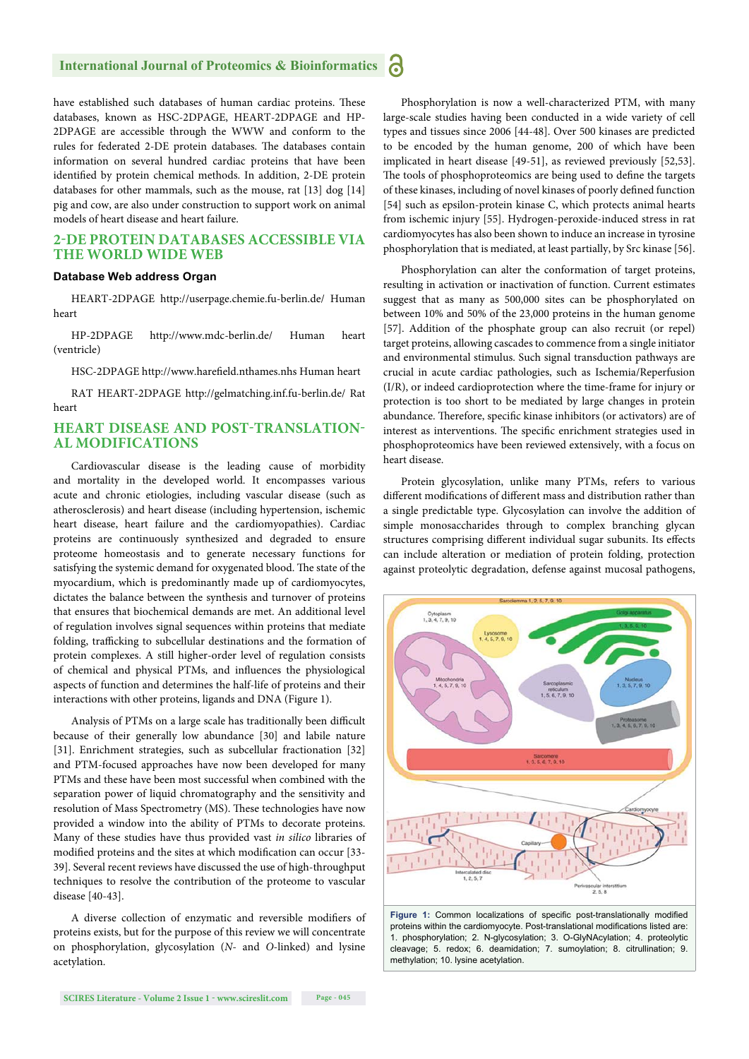have established such databases of human cardiac proteins. These databases, known as HSC-2DPAGE, HEART-2DPAGE and HP-2DPAGE are accessible through the WWW and conform to the rules for federated 2-DE protein databases. The databases contain information on several hundred cardiac proteins that have been identified by protein chemical methods. In addition, 2-DE protein databases for other mammals, such as the mouse, rat [13] dog [14] pig and cow, are also under construction to support work on animal models of heart disease and heart failure.

## 2-DE PROTEIN DATABASES ACCESSIBLE VIA THE WORLD WIDE WEB

**Database Web address Organ**

HEART-2DPAGE http://userpage.chemie.fu-berlin.de/ Human heart

HP-2DPAGE http://www.mdc-berlin.de/ Human heart (ventricle)

HSC-2DPAGE http://www.harefield.nthames.nhs Human heart

RAT HEART-2DPAGE http://gelmatching.inf.fu-berlin.de/ Rat heart

## HEART DISEASE AND POST-TRANSLATIONAL MODIFICATIONS

Cardiovascular disease is the leading cause of morbidity and mortality in the developed world. It encompasses various acute and chronic etiologies, including vascular disease (such as atherosclerosis) and heart disease (including hypertension, ischemic heart disease, heart failure and the cardiomyopathies). Cardiac proteins are continuously synthesized and degraded to ensure proteome homeostasis and to generate necessary functions for satisfying the systemic demand for oxygenated blood. The state of the myocardium, which is predominantly made up of cardiomyocytes, dictates the balance between the synthesis and turnover of proteins that ensures that biochemical demands are met. An additional level of regulation involves signal sequences within proteins that mediate folding, trafficking to subcellular destinations and the formation of protein complexes. A still higher-order level of regulation consists of chemical and physical PTMs, and influences the physiological aspects of function and determines the half-life of proteins and their interactions with other proteins, ligands and DNA (Figure 1).

Analysis of PTMs on a large scale has traditionally been difficult because of their generally low abundance [30] and labile nature [31]. Enrichment strategies, such as subcellular fractionation [32] and PTM-focused approaches have now been developed for many PTMs and these have been most successful when combined with the separation power of liquid chromatography and the sensitivity and resolution of Mass Spectrometry (MS). These technologies have now provided a window into the ability of PTMs to decorate proteins. Many of these studies have thus provided vast *in silico* libraries of modified proteins and the sites at which modification can occur [33-39]. Several recent reviews have discussed the use of high-throughput techniques to resolve the contribution of the proteome to vascular disease [40-43].

A diverse collection of enzymatic and reversible modifiers of proteins exists, but for the purpose of this review we will concentrate on phosphorylation, glycosylation (*N*- and *O*-linked) and lysine acetylation.

Phosphorylation is now a well-characterized PTM, with many large-scale studies having been conducted in a wide variety of cell types and tissues since 2006 [44-48]. Over 500 kinases are predicted to be encoded by the human genome, 200 of which have been implicated in heart disease [49-51], as reviewed previously [52,53]. The tools of phosphoproteomics are being used to define the targets of these kinases, including of novel kinases of poorly defined function [54] such as epsilon-protein kinase C, which protects animal hearts from ischemic injury [55]. Hydrogen-peroxide-induced stress in rat cardiomyocytes has also been shown to induce an increase in tyrosine phosphorylation that is mediated, at least partially, by Src kinase [56].

Phosphorylation can alter the conformation of target proteins, resulting in activation or inactivation of function. Current estimates suggest that as many as 500,000 sites can be phosphorylated on between 10% and 50% of the 23,000 proteins in the human genome [57]. Addition of the phosphate group can also recruit (or repel) target proteins, allowing cascades to commence from a single initiator and environmental stimulus. Such signal transduction pathways are crucial in acute cardiac pathologies, such as Ischemia/Reperfusion (I/R), or indeed cardioprotection where the time-frame for injury or protection is too short to be mediated by large changes in protein abundance. Therefore, specific kinase inhibitors (or activators) are of interest as interventions. The specific enrichment strategies used in phosphoproteomics have been reviewed extensively, with a focus on heart disease.

Protein glycosylation, unlike many PTMs, refers to various different modifications of different mass and distribution rather than a single predictable type. Glycosylation can involve the addition of simple monosaccharides through to complex branching glycan structures comprising different individual sugar subunits. Its effects can include alteration or mediation of protein folding, protection against proteolytic degradation, defense against mucosal pathogens,

**Figure 1:** Common localizations of specific post-translationally modified proteins within the cardiomyocyte. Post-translational modifications listed are: 1. phosphorylation; 2. N-glycosylation; 3. O-GlyNAcylation; 4. proteolytic cleavage; 5. redox; 6. deamidation; 7. sumoylation; 8. citrullination; 9. methylation; 10. lysine acetylation.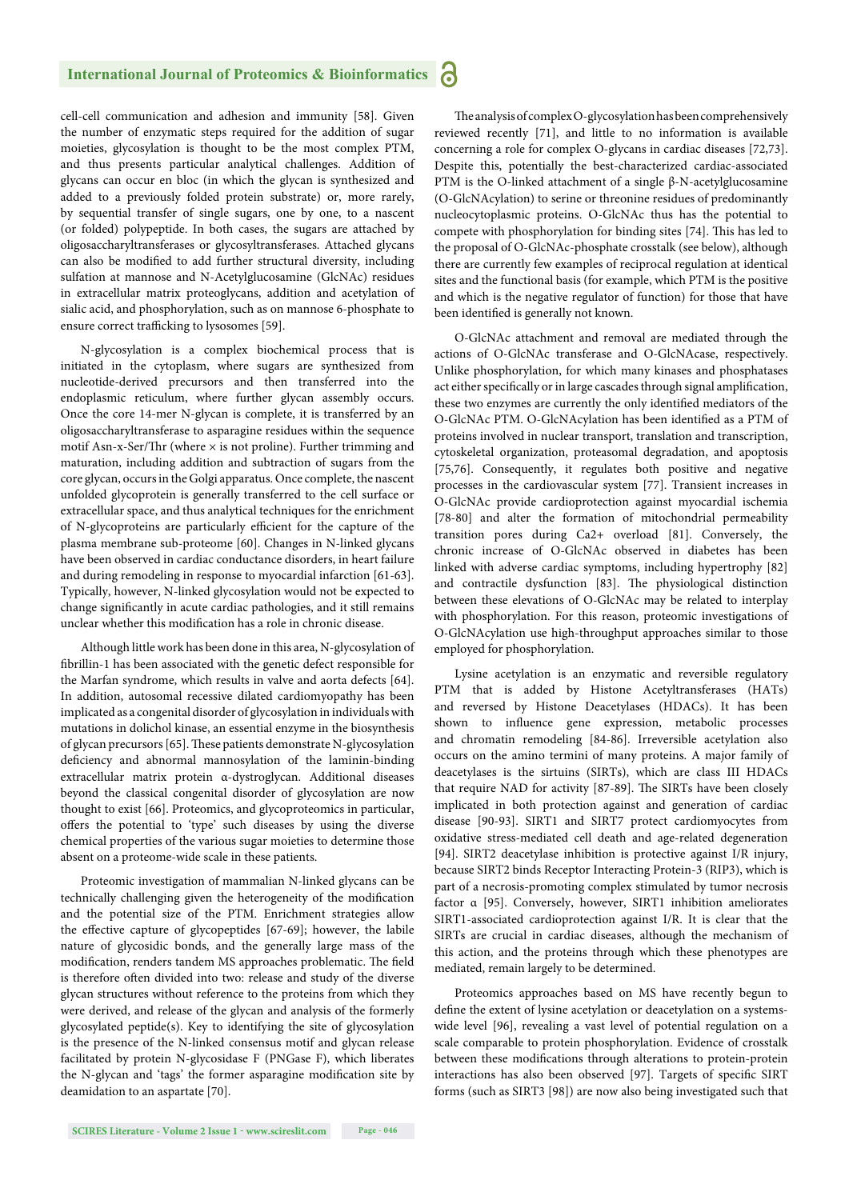cell-cell communication and adhesion and immunity [58]. Given the number of enzymatic steps required for the addition of sugar moieties, glycosylation is thought to be the most complex PTM, and thus presents particular analytical challenges. Addition of glycans can occur en bloc (in which the glycan is synthesized and added to a previously folded protein substrate) or, more rarely, by sequential transfer of single sugars, one by one, to a nascent (or folded) polypeptide. In both cases, the sugars are attached by oligosaccharyltransferases or glycosyltransferases. Attached glycans can also be modified to add further structural diversity, including sulfation at mannose and N-Acetylglucosamine (GlcNAc) residues in extracellular matrix proteoglycans, addition and acetylation of sialic acid, and phosphorylation, such as on mannose 6-phosphate to ensure correct trafficking to lysosomes [59].

N-glycosylation is a complex biochemical process that is initiated in the cytoplasm, where sugars are synthesized from nucleotide-derived precursors and then transferred into the endoplasmic reticulum, where further glycan assembly occurs. Once the core 14-mer N-glycan is complete, it is transferred by an oligosaccharyltransferase to asparagine residues within the sequence motif Asn-x-Ser/Thr (where × is not proline). Further trimming and maturation, including addition and subtraction of sugars from the core glycan, occurs in the Golgi apparatus. Once complete, the nascent unfolded glycoprotein is generally transferred to the cell surface or extracellular space, and thus analytical techniques for the enrichment of N-glycoproteins are particularly efficient for the capture of the plasma membrane sub-proteome [60]. Changes in N-linked glycans have been observed in cardiac conductance disorders, in heart failure and during remodeling in response to myocardial infarction [61-63]. Typically, however, N-linked glycosylation would not be expected to change significantly in acute cardiac pathologies, and it still remains unclear whether this modification has a role in chronic disease.

Although little work has been done in this area, N-glycosylation of fibrillin-1 has been associated with the genetic defect responsible for the Marfan syndrome, which results in valve and aorta defects [64]. In addition, autosomal recessive dilated cardiomyopathy has been implicated as a congenital disorder of glycosylation in individuals with mutations in dolichol kinase, an essential enzyme in the biosynthesis of glycan precursors [65]. These patients demonstrate N-glycosylation deficiency and abnormal mannosylation of the laminin-binding extracellular matrix protein α-dystroglycan. Additional diseases beyond the classical congenital disorder of glycosylation are now thought to exist [66]. Proteomics, and glycoproteomics in particular, offers the potential to 'type' such diseases by using the diverse chemical properties of the various sugar moieties to determine those absent on a proteome-wide scale in these patients.

Proteomic investigation of mammalian N-linked glycans can be technically challenging given the heterogeneity of the modification and the potential size of the PTM. Enrichment strategies allow the effective capture of glycopeptides [67-69]; however, the labile nature of glycosidic bonds, and the generally large mass of the modification, renders tandem MS approaches problematic. The field is therefore often divided into two: release and study of the diverse glycan structures without reference to the proteins from which they were derived, and release of the glycan and analysis of the formerly glycosylated peptide(s). Key to identifying the site of glycosylation is the presence of the N-linked consensus motif and glycan release facilitated by protein N-glycosidase F (PNGase F), which liberates the N-glycan and 'tags' the former asparagine modification site by deamidation to an aspartate [70].

The analysis of complex O-glycosylation has been comprehensively reviewed recently [71], and little to no information is available concerning a role for complex O-glycans in cardiac diseases [72,73]. Despite this, potentially the best-characterized cardiac-associated PTM is the O-linked attachment of a single β-N-acetylglucosamine (O-GlcNAcylation) to serine or threonine residues of predominantly nucleocytoplasmic proteins. O-GlcNAc thus has the potential to compete with phosphorylation for binding sites [74]. This has led to the proposal of O-GlcNAc-phosphate crosstalk (see below), although there are currently few examples of reciprocal regulation at identical sites and the functional basis (for example, which PTM is the positive and which is the negative regulator of function) for those that have been identified is generally not known.

O-GlcNAc attachment and removal are mediated through the actions of O-GlcNAc transferase and O-GlcNAcase, respectively. Unlike phosphorylation, for which many kinases and phosphatases act either specifically or in large cascades through signal amplification, these two enzymes are currently the only identified mediators of the O-GlcNAc PTM. O-GlcNAcylation has been identified as a PTM of proteins involved in nuclear transport, translation and transcription, cytoskeletal organization, proteasomal degradation, and apoptosis [75,76]. Consequently, it regulates both positive and negative processes in the cardiovascular system [77]. Transient increases in O-GlcNAc provide cardioprotection against myocardial ischemia [78-80] and alter the formation of mitochondrial permeability transition pores during Ca2+ overload [81]. Conversely, the chronic increase of O-GlcNAc observed in diabetes has been linked with adverse cardiac symptoms, including hypertrophy [82] and contractile dysfunction [83]. The physiological distinction between these elevations of O-GlcNAc may be related to interplay with phosphorylation. For this reason, proteomic investigations of O-GlcNAcylation use high-throughput approaches similar to those employed for phosphorylation.

Lysine acetylation is an enzymatic and reversible regulatory PTM that is added by Histone Acetyltransferases (HATs) and reversed by Histone Deacetylases (HDACs). It has been shown to influence gene expression, metabolic processes and chromatin remodeling [84-86]. Irreversible acetylation also occurs on the amino termini of many proteins. A major family of deacetylases is the sirtuins (SIRTs), which are class III HDACs that require NAD for activity [87-89]. The SIRTs have been closely implicated in both protection against and generation of cardiac disease [90-93]. SIRT1 and SIRT7 protect cardiomyocytes from oxidative stress-mediated cell death and age-related degeneration [94]. SIRT2 deacetylase inhibition is protective against I/R injury, because SIRT2 binds Receptor Interacting Protein-3 (RIP3), which is part of a necrosis-promoting complex stimulated by tumor necrosis factor α [95]. Conversely, however, SIRT1 inhibition ameliorates SIRT1-associated cardioprotection against I/R. It is clear that the SIRTs are crucial in cardiac diseases, although the mechanism of this action, and the proteins through which these phenotypes are mediated, remain largely to be determined.

Proteomics approaches based on MS have recently begun to define the extent of lysine acetylation or deacetylation on a systems-wide level [96], revealing a vast level of potential regulation on a scale comparable to protein phosphorylation. Evidence of crosstalk between these modifications through alterations to protein-protein interactions has also been observed [97]. Targets of specific SIRT forms (such as SIRT3 [98]) are now also being investigated such that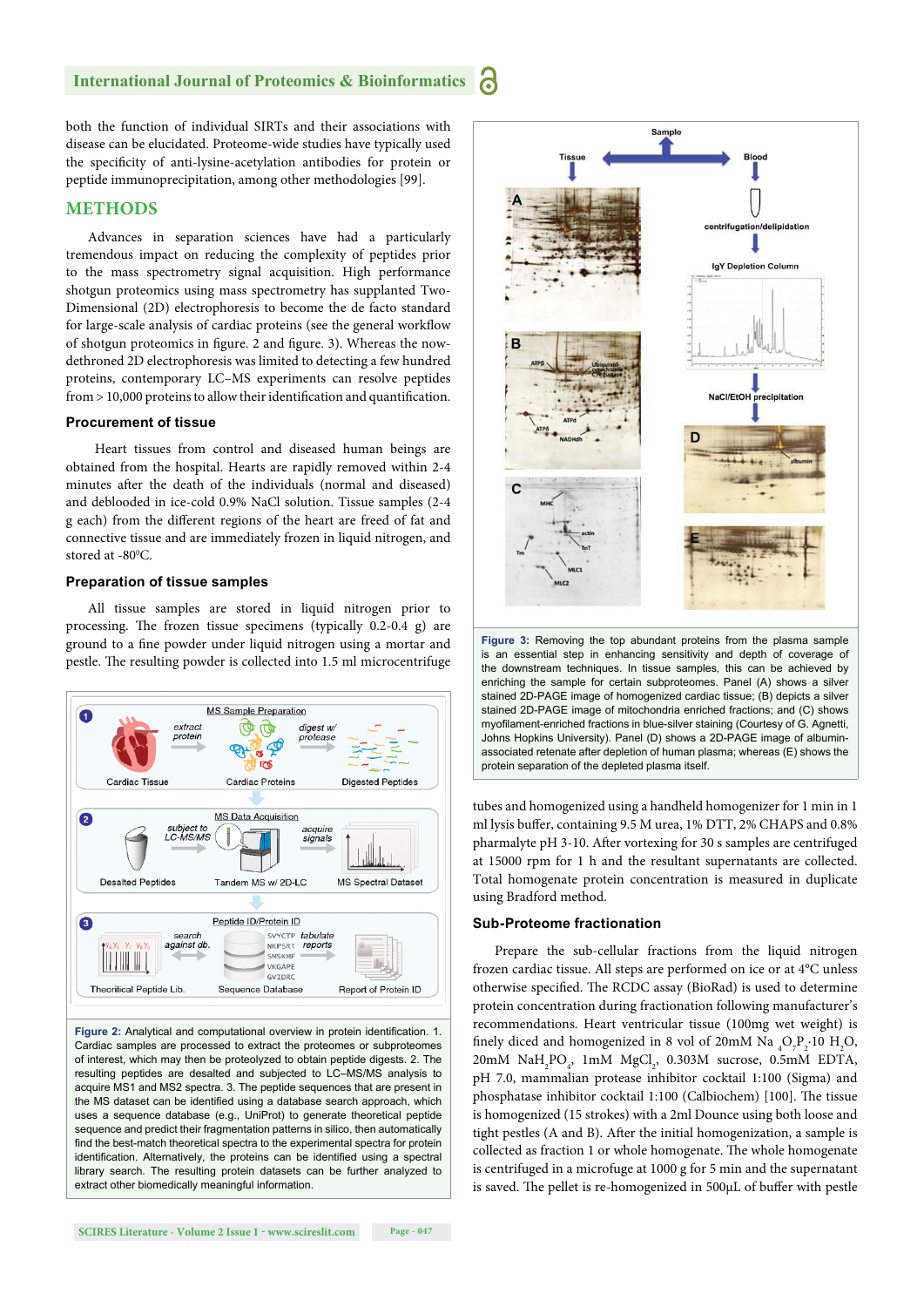both the function of individual SIRTs and their associations with disease can be elucidated. Proteome-wide studies have typically used the specificity of anti-lysine-acetylation antibodies for protein or peptide immunoprecipitation, among other methodologies [99].

## METHODS

Advances in separation sciences have had a particularly tremendous impact on reducing the complexity of peptides prior to the mass spectrometry signal acquisition. High performance shotgun proteomics using mass spectrometry has supplanted Two-Dimensional (2D) electrophoresis to become the de facto standard for large-scale analysis of cardiac proteins (see the general workflow of shotgun proteomics in figure. 2 and figure. 3). Whereas the now-dethroned 2D electrophoresis was limited to detecting a few hundred proteins, contemporary LC–MS experiments can resolve peptides from > 10,000 proteins to allow their identification and quantification.

### Procurement of tissue

Heart tissues from control and diseased human beings are obtained from the hospital. Hearts are rapidly removed within 2-4 minutes after the death of the individuals (normal and diseased) and deblooded in ice-cold 0.9% NaCl solution. Tissue samples (2-4 g each) from the different regions of the heart are freed of fat and connective tissue and are immediately frozen in liquid nitrogen, and stored at -80$^{0}$C.

### Preparation of tissue samples

All tissue samples are stored in liquid nitrogen prior to processing. The frozen tissue specimens (typically 0.2-0.4 g) are ground to a fine powder under liquid nitrogen using a mortar and pestle. The resulting powder is collected into 1.5 ml microcentrifuge tubes and homogenized using a handheld homogenizer for 1 min in 1 ml lysis buffer, containing 9.5 M urea, 1% DTT, 2% CHAPS and 0.8% pharmalyte pH 3-10. After vortexing for 30 s samples are centrifuged at 15000 rpm for 1 h and the resultant supernatants are collected. Total homogenate protein concentration is measured in duplicate using Bradford method.

**Figure 2:** Analytical and computational overview in protein identification. 1. Cardiac samples are processed to extract the proteomes or subproteomes of interest, which may then be proteolyzed to obtain peptide digests. 2. The resulting peptides are desalted and subjected to LC–MS/MS analysis to acquire MS1 and MS2 spectra. 3. The peptide sequences that are present in the MS dataset can be identified using a database search approach, which uses a sequence database (e.g., UniProt) to generate theoretical peptide sequences and predict their fragmentation patterns in silico, then automatically find the best-match theoretical spectra to the experimental spectra for protein identification. Alternatively, the proteins can be identified using a spectral library search. The resulting protein datasets can be further analyzed to extract other biomedically meaningful information.

**Figure 3:** Removing the top abundant proteins from the plasma sample is an essential step in enhancing sensitivity and depth of coverage of the downstream techniques. In tissue samples, this can be achieved by enriching the sample for certain subproteomes. Panel (A) shows a silver stained 2D-PAGE image of homogenized cardiac tissue; (B) depicts a silver stained 2D-PAGE image of mitochondria enriched fractions; and (C) shows myofilament-enriched fractions in blue-silver staining (Courtesy of G. Agnetti, Johns Hopkins University). Panel (D) shows a 2D-PAGE image of albumin-associated retenate after depletion of human plasma; whereas (E) shows the protein separation of the depleted plasma itself.

### Sub-Proteome fractionation

Prepare the sub-cellular fractions from the liquid nitrogen frozen cardiac tissue. All steps are performed on ice or at 4°C unless otherwise specified. The RCDC assay (BioRad) is used to determine protein concentration during fractionation following manufacturer's recommendations. Heart ventricular tissue (100mg wet weight) is finely diced and homogenized in 8 vol of 20mM $Na_4O_7P_2 \cdot 10\ H_2O$, 20mM $NaH_2PO_4$, 1mM $MgCl_2$, 0.303M sucrose, 0.5mM EDTA, pH 7.0, mammalian protease inhibitor cocktail 1:100 (Sigma) and phosphatase inhibitor cocktail 1:100 (Calbiochem) [100]. The tissue is homogenized (15 strokes) with a 2ml Dounce using both loose and tight pestles (A and B). After the initial homogenization, a sample is collected as fraction 1 or whole homogenate. The whole homogenate is centrifuged in a microfuge at 1000 g for 5 min and the supernatant is saved. The pellet is re-homogenized in 500μL of buffer with pestle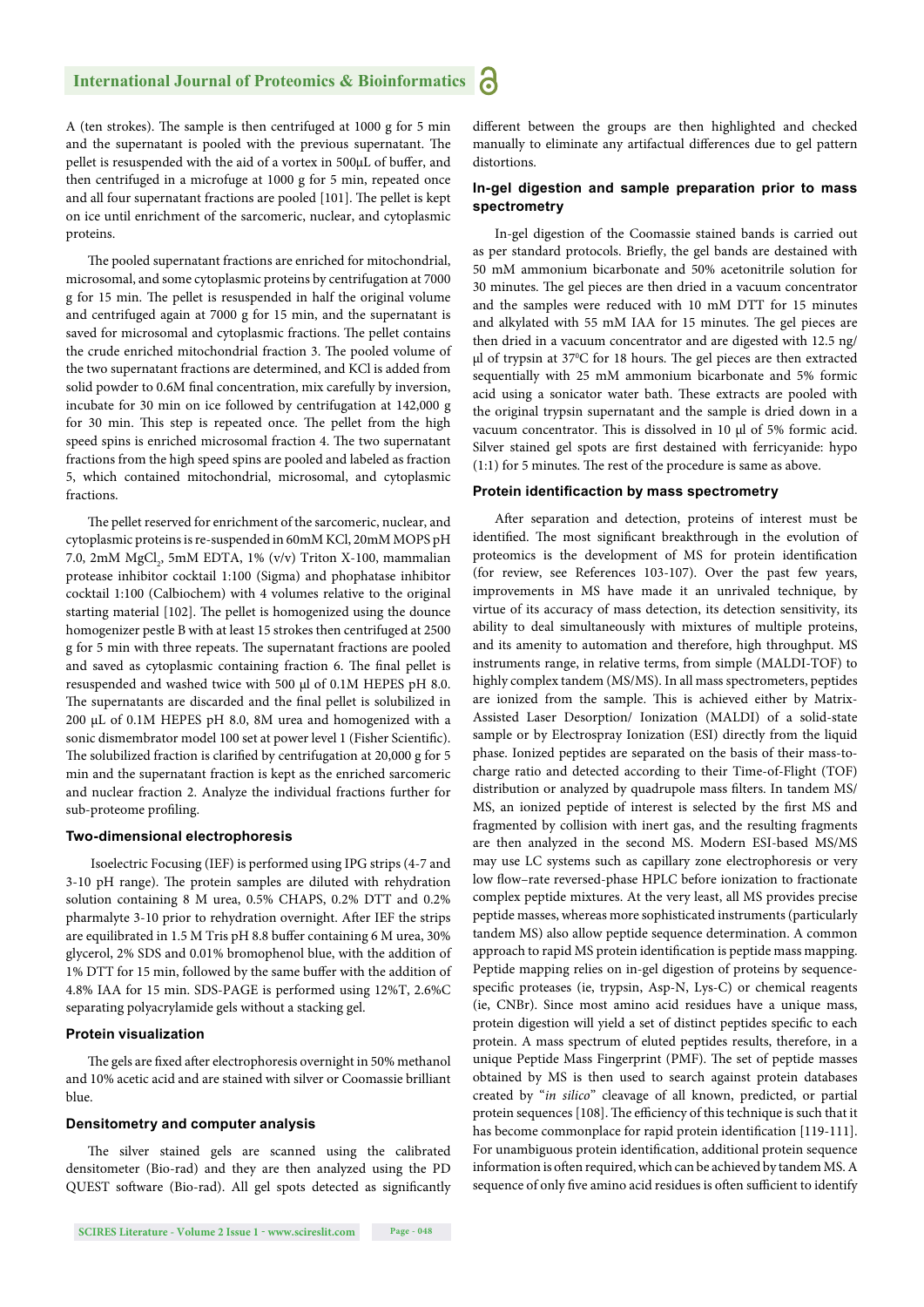A (ten strokes). The sample is then centrifuged at 1000 g for 5 min and the supernatant is pooled with the previous supernatant. The pellet is resuspended with the aid of a vortex in 500μL of buffer, and then centrifuged in a microfuge at 1000 g for 5 min, repeated once and all four supernatant fractions are pooled [101]. The pellet is kept on ice until enrichment of the sarcomeric, nuclear, and cytoplasmic proteins.

The pooled supernatant fractions are enriched for mitochondrial, microsomal, and some cytoplasmic proteins by centrifugation at 7000 g for 15 min. The pellet is resuspended in half the original volume and centrifuged again at 7000 g for 15 min, and the supernatant is saved for microsomal and cytoplasmic fractions. The pellet contains the crude enriched mitochondrial fraction 3. The pooled volume of the two supernatant fractions are determined, and KCl is added from solid powder to 0.6M final concentration, mix carefully by inversion, incubate for 30 min on ice followed by centrifugation at 142,000 g for 30 min. This step is repeated once. The pellet from the high speed spins is enriched microsomal fraction 4. The two supernatant fractions from the high speed spins are pooled and labeled as fraction 5, which contained mitochondrial, microsomal, and cytoplasmic fractions.

The pellet reserved for enrichment of the sarcomeric, nuclear, and cytoplasmic proteins is re-suspended in 60mM KCl, 20mM MOPS pH 7.0, 2mM $MgCl_2$, 5mM EDTA, 1% (v/v) Triton X-100, mammalian protease inhibitor cocktail 1:100 (Sigma) and phophatase inhibitor cocktail 1:100 (Calbiochem) with 4 volumes relative to the original starting material [102]. The pellet is homogenized using the dounce homogenizer pestle B with at least 15 strokes then centrifuged at 2500 g for 5 min with three repeats. The supernatant fractions are pooled and saved as cytoplasmic containing fraction 6. The final pellet is resuspended and washed twice with 500 μl of 0.1M HEPES pH 8.0. The supernatants are discarded and the final pellet is solubilized in 200 μL of 0.1M HEPES pH 8.0, 8M urea and homogenized with a sonic dismembrator model 100 set at power level 1 (Fisher Scientific). The solubilized fraction is clarified by centrifugation at 20,000 g for 5 min and the supernatant fraction is kept as the enriched sarcomeric and nuclear fraction 2. Analyze the individual fractions further for sub-proteome profiling.

### Two-dimensional electrophoresis

Isoelectric Focusing (IEF) is performed using IPG strips (4-7 and 3-10 pH range). The protein samples are diluted with rehydration solution containing 8 M urea, 0.5% CHAPS, 0.2% DTT and 0.2% pharmalyte 3-10 prior to rehydration overnight. After IEF the strips are equilibrated in 1.5 M Tris pH 8.8 buffer containing 6 M urea, 30% glycerol, 2% SDS and 0.01% bromophenol blue, with the addition of 1% DTT for 15 min, followed by the same buffer with the addition of 4.8% IAA for 15 min. SDS-PAGE is performed using 12%T, 2.6%C separating polyacrylamide gels without a stacking gel.

### Protein visualization

The gels are fixed after electrophoresis overnight in 50% methanol and 10% acetic acid and are stained with silver or Coomassie brilliant blue.

### Densitometry and computer analysis

The silver stained gels are scanned using the calibrated densitometer (Bio-rad) and they are then analyzed using the PD QUEST software (Bio-rad). All gel spots detected as significantly different between the groups are then highlighted and checked manually to eliminate any artifactual differences due to gel pattern distortions.

### In-gel digestion and sample preparation prior to mass spectrometry

In-gel digestion of the Coomassie stained bands is carried out as per standard protocols. Briefly, the gel bands are destained with 50 mM ammonium bicarbonate and 50% acetonitrile solution for 30 minutes. The gel pieces are then dried in a vacuum concentrator and the samples were reduced with 10 mM DTT for 15 minutes and alkylated with 55 mM IAA for 15 minutes. The gel pieces are then dried in a vacuum concentrator and are digested with 12.5 ng/μl of trypsin at 37°C for 18 hours. The gel pieces are then extracted sequentially with 25 mM ammonium bicarbonate and 5% formic acid using a sonicator water bath. These extracts are pooled with the original trypsin supernatant and the sample is dried down in a vacuum concentrator. This is dissolved in 10 μl of 5% formic acid. Silver stained gel spots are first destained with ferricyanide: hypo (1:1) for 5 minutes. The rest of the procedure is same as above.

### Protein identificaction by mass spectrometry

After separation and detection, proteins of interest must be identified. The most significant breakthrough in the evolution of proteomics is the development of MS for protein identification (for review, see References 103-107). Over the past few years, improvements in MS have made it an unrivaled technique, by virtue of its accuracy of mass detection, its detection sensitivity, its ability to deal simultaneously with mixtures of multiple proteins, and its amenity to automation and therefore, high throughput. MS instruments range, in relative terms, from simple (MALDI-TOF) to highly complex tandem (MS/MS). In all mass spectrometers, peptides are ionized from the sample. This is achieved either by Matrix-Assisted Laser Desorption/ Ionization (MALDI) of a solid-state sample or by Electrospray Ionization (ESI) directly from the liquid phase. Ionized peptides are separated on the basis of their mass-to-charge ratio and detected according to their Time-of-Flight (TOF) distribution or analyzed by quadrupole mass filters. In tandem MS/MS, an ionized peptide of interest is selected by the first MS and fragmented by collision with inert gas, and the resulting fragments are then analyzed in the second MS. Modern ESI-based MS/MS may use LC systems such as capillary zone electrophoresis or very low flow–rate reversed-phase HPLC before ionization to fractionate complex peptide mixtures. At the very least, all MS provides precise peptide masses, whereas more sophisticated instruments (particularly tandem MS) also allow peptide sequence determination. A common approach to rapid MS protein identification is peptide mass mapping. Peptide mapping relies on in-gel digestion of proteins by sequence-specific proteases (ie, trypsin, Asp-N, Lys-C) or chemical reagents (ie, CNBr). Since most amino acid residues have a unique mass, protein digestion will yield a set of distinct peptides specific to each protein. A mass spectrum of eluted peptides results, therefore, in a unique Peptide Mass Fingerprint (PMF). The set of peptide masses obtained by MS is then used to search against protein databases created by "*in silico*" cleavage of all known, predicted, or partial protein sequences [108]. The efficiency of this technique is such that it has become commonplace for rapid protein identification [119-111]. For unambiguous protein identification, additional protein sequence information is often required, which can be achieved by tandem MS. A sequence of only five amino acid residues is often sufficient to identify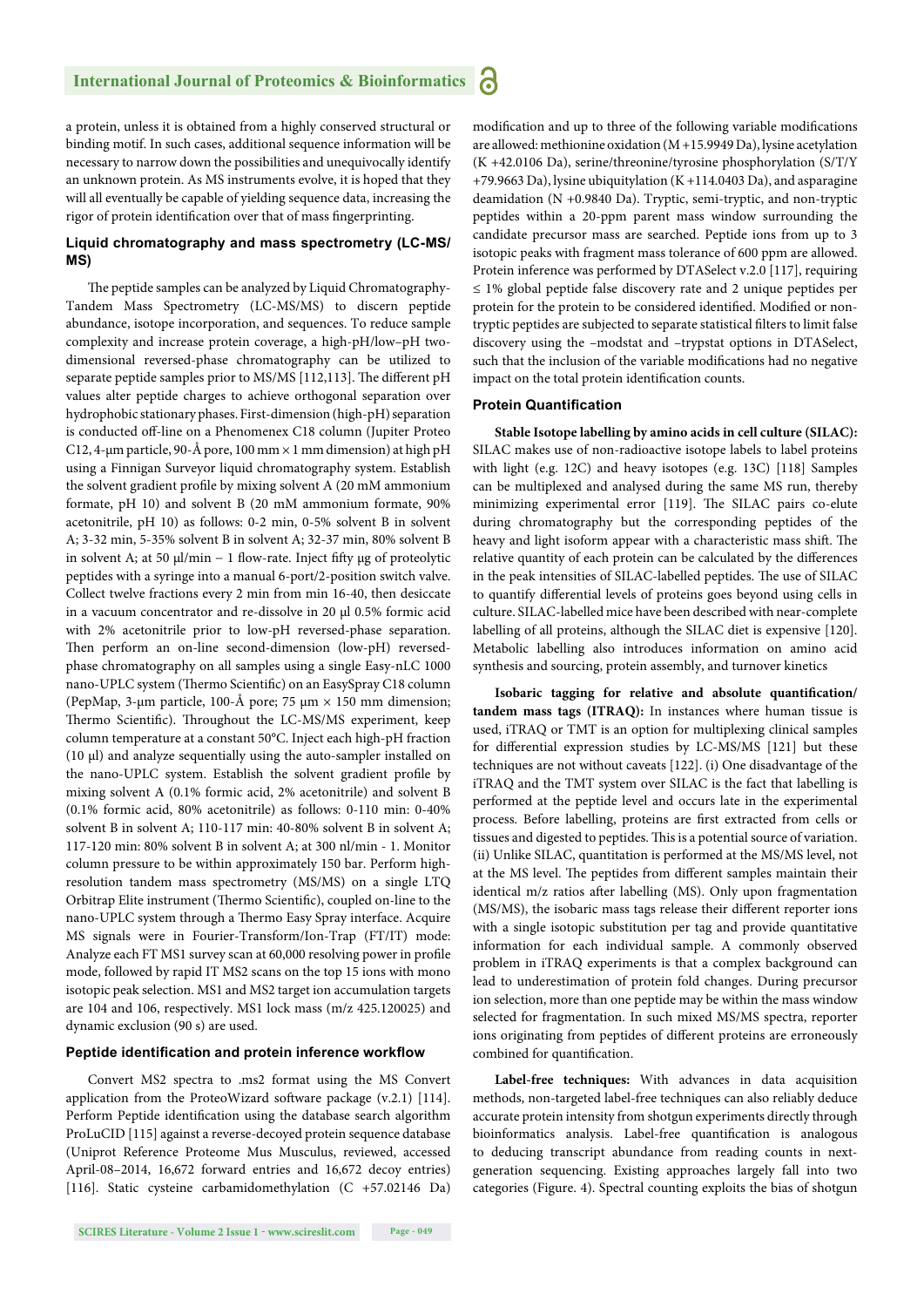a protein, unless it is obtained from a highly conserved structural or binding motif. In such cases, additional sequence information will be necessary to narrow down the possibilities and unequivocally identify an unknown protein. As MS instruments evolve, it is hoped that they will all eventually be capable of yielding sequence data, increasing the rigor of protein identification over that of mass fingerprinting.

### Liquid chromatography and mass spectrometry (LC-MS/MS)

The peptide samples can be analyzed by Liquid Chromatography-Tandem Mass Spectrometry (LC-MS/MS) to discern peptide abundance, isotope incorporation, and sequences. To reduce sample complexity and increase protein coverage, a high-pH/low–pH two-dimensional reversed-phase chromatography can be utilized to separate peptide samples prior to MS/MS [112,113]. The different pH values alter peptide charges to achieve orthogonal separation over hydrophobic stationary phases. First-dimension (high-pH) separation is conducted off-line on a Phenomenex C18 column (Jupiter Proteo C12, 4-µm particle, 90-Å pore, 100 mm × 1 mm dimension) at high pH using a Finnigan Surveyor liquid chromatography system. Establish the solvent gradient profile by mixing solvent A (20 mM ammonium formate, pH 10) and solvent B (20 mM ammonium formate, 90% acetonitrile, pH 10) as follows: 0-2 min, 0-5% solvent B in solvent A; 3-32 min, 5-35% solvent B in solvent A; 32-37 min, 80% solvent B in solvent A; at 50 µl/min – 1 flow-rate. Inject fifty µg of proteolytic peptides with a syringe into a manual 6-port/2-position switch valve. Collect twelve fractions every 2 min from min 16-40, then desiccate in a vacuum concentrator and re-dissolve in 20 µl 0.5% formic acid with 2% acetonitrile prior to low-pH reversed-phase separation. Then perform an on-line second-dimension (low-pH) reversed-phase chromatography on all samples using a single Easy-nLC 1000 nano-UPLC system (Thermo Scientific) on an EasySpray C18 column (PepMap, 3-µm particle, 100-Å pore; 75 µm × 150 mm dimension; Thermo Scientific). Throughout the LC-MS/MS experiment, keep column temperature at a constant 50°C. Inject each high-pH fraction (10 µl) and analyze sequentially using the auto-sampler installed on the nano-UPLC system. Establish the solvent gradient profile by mixing solvent A (0.1% formic acid, 2% acetonitrile) and solvent B (0.1% formic acid, 80% acetonitrile) as follows: 0-110 min: 0-40% solvent B in solvent A; 110-117 min: 40-80% solvent B in solvent A; 117-120 min: 80% solvent B in solvent A; at 300 nl/min - 1. Monitor column pressure to be within approximately 150 bar. Perform high-resolution tandem mass spectrometry (MS/MS) on a single LTQ Orbitrap Elite instrument (Thermo Scientific), coupled on-line to the nano-UPLC system through a Thermo Easy Spray interface. Acquire MS signals were in Fourier-Transform/Ion-Trap (FT/IT) mode: Analyze each FT MS1 survey scan at 60,000 resolving power in profile mode, followed by rapid IT MS2 scans on the top 15 ions with mono isotopic peak selection. MS1 and MS2 target ion accumulation targets are 104 and 106, respectively. MS1 lock mass (m/z 425.120025) and dynamic exclusion (90 s) are used.

### Peptide identification and protein inference workflow

Convert MS2 spectra to .ms2 format using the MS Convert application from the ProteoWizard software package (v.2.1) [114]. Perform Peptide identification using the database search algorithm ProLuCID [115] against a reverse-decoyed protein sequence database (Uniprot Reference Proteome Mus Musculus, reviewed, accessed April-08–2014, 16,672 forward entries and 16,672 decoy entries) [116]. Static cysteine carbamidomethylation (C +57.02146 Da) modification and up to three of the following variable modifications are allowed: methionine oxidation (M +15.9949 Da), lysine acetylation (K +42.0106 Da), serine/threonine/tyrosine phosphorylation (S/T/Y +79.9663 Da), lysine ubiquitylation (K +114.0403 Da), and asparagine deamidation (N +0.9840 Da). Tryptic, semi-tryptic, and non-tryptic peptides within a 20-ppm parent mass window surrounding the candidate precursor mass are searched. Peptide ions from up to 3 isotopic peaks with fragment mass tolerance of 600 ppm are allowed. Protein inference was performed by DTASelect v.2.0 [117], requiring ≤ 1% global peptide false discovery rate and 2 unique peptides per protein for the protein to be considered identified. Modified or non-tryptic peptides are subjected to separate statistical filters to limit false discovery using the –modstat and –trypstat options in DTASelect, such that the inclusion of the variable modifications had no negative impact on the total protein identification counts.

### Protein Quantification

**Stable Isotope labelling by amino acids in cell culture (SILAC):** SILAC makes use of non-radioactive isotope labels to label proteins with light (e.g. 12C) and heavy isotopes (e.g. 13C) [118] Samples can be multiplexed and analysed during the same MS run, thereby minimizing experimental error [119]. The SILAC pairs co-elute during chromatography but the corresponding peptides of the heavy and light isoform appear with a characteristic mass shift. The relative quantity of each protein can be calculated by the differences in the peak intensities of SILAC-labelled peptides. The use of SILAC to quantify differential levels of proteins goes beyond using cells in culture. SILAC-labelled mice have been described with near-complete labelling of all proteins, although the SILAC diet is expensive [120]. Metabolic labelling also introduces information on amino acid synthesis and sourcing, protein assembly, and turnover kinetics

**Isobaric tagging for relative and absolute quantification/ tandem mass tags (ITRAQ):** In instances where human tissue is used, iTRAQ or TMT is an option for multiplexing clinical samples for differential expression studies by LC-MS/MS [121] but these techniques are not without caveats [122]. (i) One disadvantage of the iTRAQ and the TMT system over SILAC is the fact that labelling is performed at the peptide level and occurs late in the experimental process. Before labelling, proteins are first extracted from cells or tissues and digested to peptides. This is a potential source of variation. (ii) Unlike SILAC, quantitation is performed at the MS/MS level, not at the MS level. The peptides from different samples maintain their identical m/z ratios after labelling (MS). Only upon fragmentation (MS/MS), the isobaric mass tags release their different reporter ions with a single isotopic substitution per tag and provide quantitative information for each individual sample. A commonly observed problem in iTRAQ experiments is that a complex background can lead to underestimation of protein fold changes. During precursor ion selection, more than one peptide may be within the mass window selected for fragmentation. In such mixed MS/MS spectra, reporter ions originating from peptides of different proteins are erroneously combined for quantification.

**Label-free techniques:** With advances in data acquisition methods, non-targeted label-free techniques can also reliably deduce accurate protein intensity from shotgun experiments directly through bioinformatics analysis. Label-free quantification is analogous to deducing transcript abundance from reading counts in next-generation sequencing. Existing approaches largely fall into two categories (Figure. 4). Spectral counting exploits the bias of shotgun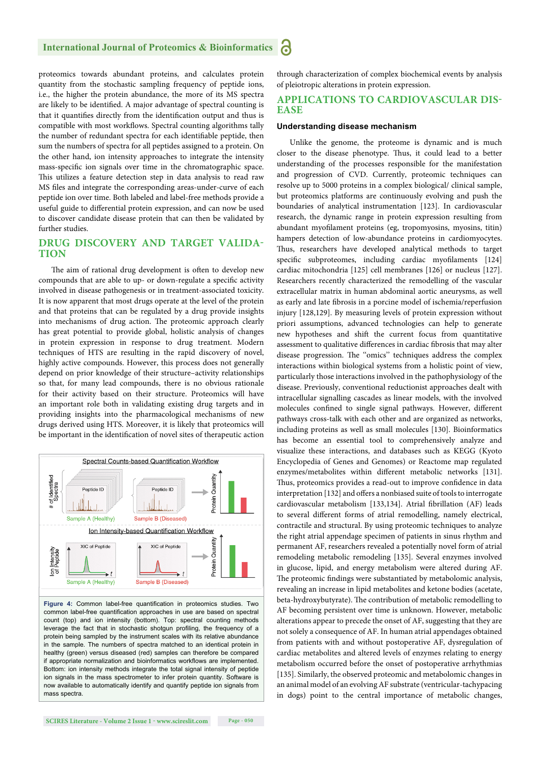proteomics towards abundant proteins, and calculates protein quantity from the stochastic sampling frequency of peptide ions, i.e., the higher the protein abundance, the more of its MS spectra are likely to be identified. A major advantage of spectral counting is that it quantifies directly from the identification output and thus is compatible with most workflows. Spectral counting algorithms tally the number of redundant spectra for each identifiable peptide, then sum the numbers of spectra for all peptides assigned to a protein. On the other hand, ion intensity approaches to integrate the intensity mass-specific ion signals over time in the chromatographic space. This utilizes a feature detection step in data analysis to read raw MS files and integrate the corresponding areas-under-curve of each peptide ion over time. Both labeled and label-free methods provide a useful guide to differential protein expression, and can now be used to discover candidate disease protein that can then be validated by further studies.

## DRUG DISCOVERY AND TARGET VALIDATION

The aim of rational drug development is often to develop new compounds that are able to up- or down-regulate a specific activity involved in disease pathogenesis or in treatment-associated toxicity. It is now apparent that most drugs operate at the level of the protein and that proteins that can be regulated by a drug provide insights into mechanisms of drug action. The proteomic approach clearly has great potential to provide global, holistic analysis of changes in protein expression in response to drug treatment. Modern techniques of HTS are resulting in the rapid discovery of novel, highly active compounds. However, this process does not generally depend on prior knowledge of their structure–activity relationships so that, for many lead compounds, there is no obvious rationale for their activity based on their structure. Proteomics will have an important role both in validating existing drug targets and in providing insights into the pharmacological mechanisms of new drugs derived using HTS. Moreover, it is likely that proteomics will be important in the identification of novel sites of therapeutic action through characterization of complex biochemical events by analysis of pleiotropic alterations in protein expression.

Figure 4: Common label-free quantification in proteomics studies. Two common label-free quantification approaches in use are based on spectral count (top) and ion intensity (bottom). Top: spectral counting methods leverage the fact that in stochastic shotgun profiling, the frequency of a protein being sampled by the instrument scales with its relative abundance in the sample. The numbers of spectra matched to an identical protein in healthy (green) versus diseased (red) samples can therefore be compared if appropriate normalization and bioinformatics workflows are implemented. Bottom: ion intensity methods integrate the total signal intensity of peptide ion signals in the mass spectrometer to infer protein quantity. Software is now available to automatically identify and quantify peptide ion signals from mass spectra.

## APPLICATIONS TO CARDIOVASCULAR DISEASE

### Understanding disease mechanism

Unlike the genome, the proteome is dynamic and is much closer to the disease phenotype. Thus, it could lead to a better understanding of the processes responsible for the manifestation and progression of CVD. Currently, proteomic techniques can resolve up to 5000 proteins in a complex biological/ clinical sample, but proteomics platforms are continuously evolving and push the boundaries of analytical instrumentation [123]. In cardiovascular research, the dynamic range in protein expression resulting from abundant myofilament proteins (eg, tropomyosins, myosins, titin) hampers detection of low-abundance proteins in cardiomyocytes. Thus, researchers have developed analytical methods to target specific subproteomes, including cardiac myofilaments [124] cardiac mitochondria [125] cell membranes [126] or nucleus [127]. Researchers recently characterized the remodelling of the vascular extracellular matrix in human abdominal aortic aneurysms, as well as early and late fibrosis in a porcine model of ischemia/reperfusion injury [128,129]. By measuring levels of protein expression without priori assumptions, advanced technologies can help to generate new hypotheses and shift the current focus from quantitative assessment to qualitative differences in cardiac fibrosis that may alter disease progression. The "omics" techniques address the complex interactions within biological systems from a holistic point of view, particularly those interactions involved in the pathophysiology of the disease. Previously, conventional reductionist approaches dealt with intracellular signalling cascades as linear models, with the involved molecules confined to single signal pathways. However, different pathways cross-talk with each other and are organized as networks, including proteins as well as small molecules [130]. Bioinformatics has become an essential tool to comprehensively analyze and visualize these interactions, and databases such as KEGG (Kyoto Encyclopedia of Genes and Genomes) or Reactome map regulated enzymes/metabolites within different metabolic networks [131]. Thus, proteomics provides a read-out to improve confidence in data interpretation [132] and offers a nonbiased suite of tools to interrogate cardiovascular metabolism [133,134]. Atrial fibrillation (AF) leads to several different forms of atrial remodelling, namely electrical, contractile and structural. By using proteomic techniques to analyze the right atrial appendage specimen of patients in sinus rhythm and permanent AF, researchers revealed a potentially novel form of atrial remodeling metabolic remodeling [135]. Several enzymes involved in glucose, lipid, and energy metabolism were altered during AF. The proteomic findings were substantiated by metabolomic analysis, revealing an increase in lipid metabolites and ketone bodies (acetate, beta-hydroxybutyrate). The contribution of metabolic remodelling to AF becoming persistent over time is unknown. However, metabolic alterations appear to precede the onset of AF, suggesting that they are not solely a consequence of AF. In human atrial appendages obtained from patients with and without postoperative AF, dysregulation of cardiac metabolites and altered levels of enzymes relating to energy metabolism occurred before the onset of postoperative arrhythmias [135]. Similarly, the observed proteomic and metabolomic changes in an animal model of an evolving AF substrate (ventricular-tachypacing in dogs) point to the central importance of metabolic changes,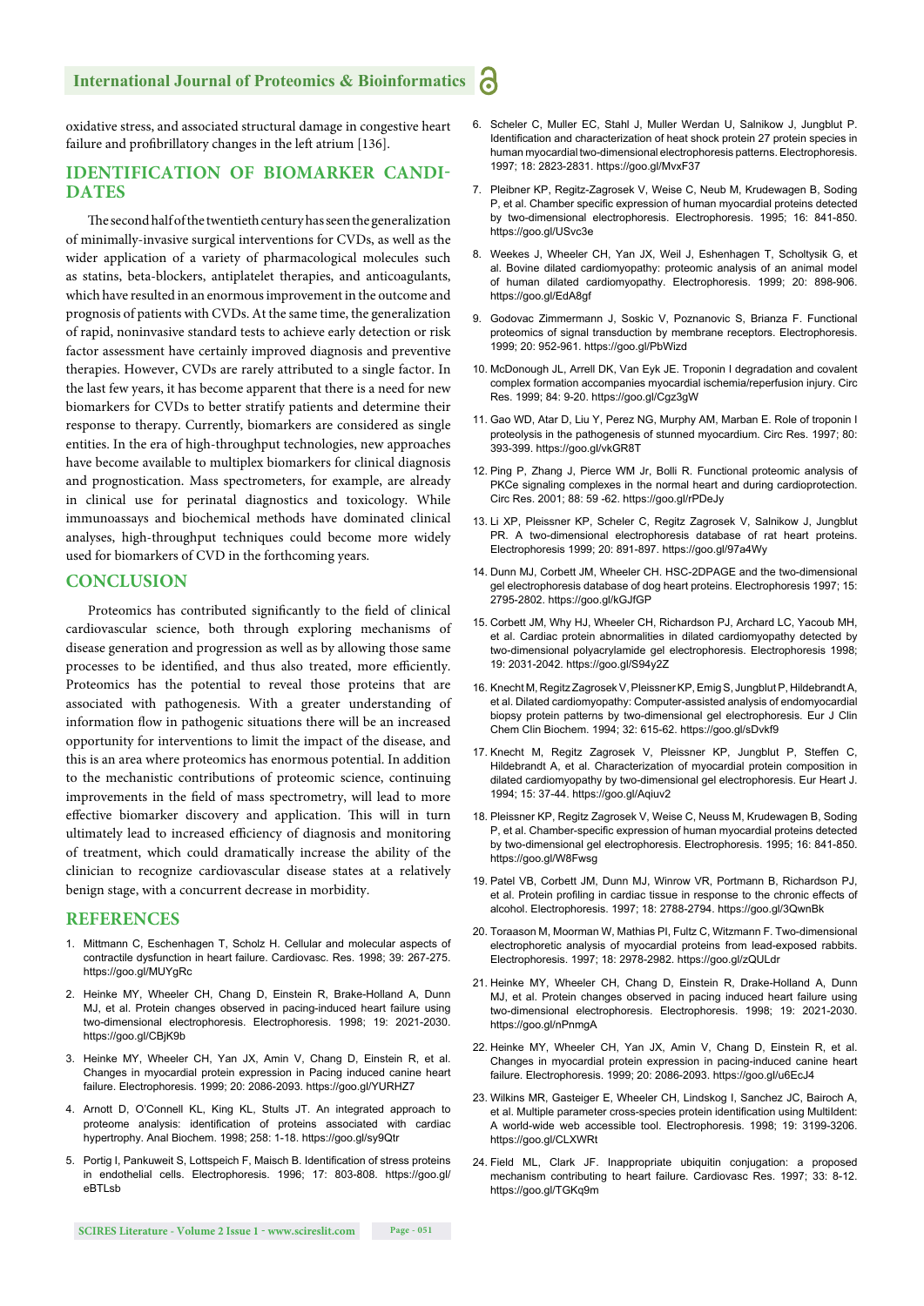oxidative stress, and associated structural damage in congestive heart failure and profibrillatory changes in the left atrium [136].

## IDENTIFICATION OF BIOMARKER CANDIDATES

The second half of the twentieth century has seen the generalization of minimally-invasive surgical interventions for CVDs, as well as the wider application of a variety of pharmacological molecules such as statins, beta-blockers, antiplatelet therapies, and anticoagulants, which have resulted in an enormous improvement in the outcome and prognosis of patients with CVDs. At the same time, the generalization of rapid, noninvasive standard tests to achieve early detection or risk factor assessment have certainly improved diagnosis and preventive therapies. However, CVDs are rarely attributed to a single factor. In the last few years, it has become apparent that there is a need for new biomarkers for CVDs to better stratify patients and determine their response to therapy. Currently, biomarkers are considered as single entities. In the era of high-throughput technologies, new approaches have become available to multiplex biomarkers for clinical diagnosis and prognostication. Mass spectrometers, for example, are already in clinical use for perinatal diagnostics and toxicology. While immunoassays and biochemical methods have dominated clinical analyses, high-throughput techniques could become more widely used for biomarkers of CVD in the forthcoming years.

## CONCLUSION

Proteomics has contributed significantly to the field of clinical cardiovascular science, both through exploring mechanisms of disease generation and progression as well as by allowing those same processes to be identified, and thus also treated, more efficiently. Proteomics has the potential to reveal those proteins that are associated with pathogenesis. With a greater understanding of information flow in pathogenic situations there will be an increased opportunity for interventions to limit the impact of the disease, and this is an area where proteomics has enormous potential. In addition to the mechanistic contributions of proteomic science, continuing improvements in the field of mass spectrometry, will lead to more effective biomarker discovery and application. This will in turn ultimately lead to increased efficiency of diagnosis and monitoring of treatment, which could dramatically increase the ability of the clinician to recognize cardiovascular disease states at a relatively benign stage, with a concurrent decrease in morbidity.

## REFERENCES

1. Mittmann C, Eschenhagen T, Scholz H. Cellular and molecular aspects of contractile dysfunction in heart failure. Cardiovasc. Res. 1998; 39: 267-275. https://goo.gl/MUYgRc
2. Heinke MY, Wheeler CH, Chang D, Einstein R, Brake-Holland A, Dunn MJ, et al. Protein changes observed in pacing-induced heart failure using two-dimensional electrophoresis. Electrophoresis. 1998; 19: 2021-2030. https://goo.gl/CBjK9b
3. Heinke MY, Wheeler CH, Yan JX, Amin V, Chang D, Einstein R, et al. Changes in myocardial protein expression in Pacing induced canine heart failure. Electrophoresis. 1999; 20: 2086-2093. https://goo.gl/YURHZ7
4. Arnott D, O'Connell KL, King KL, Stults JT. An integrated approach to proteome analysis: identification of proteins associated with cardiac hypertrophy. Anal Biochem. 1998; 258: 1-18. https://goo.gl/sy9Qtr
5. Portig I, Pankuweit S, Lottspeich F, Maisch B. Identification of stress proteins in endothelial cells. Electrophoresis. 1996; 17: 803-808. https://goo.gl/eBTLsb
6. Scheler C, Muller EC, Stahl J, Muller Werdan U, Salnikow J, Jungblut P. Identification and characterization of heat shock protein 27 protein species in human myocardial two-dimensional electrophoresis patterns. Electrophoresis. 1997; 18: 2823-2831. https://goo.gl/MvxF37
7. Pleibner KP, Regitz-Zagrosek V, Weise C, Neub M, Krudewagen B, Soding P, et al. Chamber specific expression of human myocardial proteins detected by two-dimensional electrophoresis. Electrophoresis. 1995; 16: 841-850. https://goo.gl/USvc3e
8. Weekes J, Wheeler CH, Yan JX, Weil J, Eshenhagen T, Scholtysik G, et al. Bovine dilated cardiomyopathy: proteomic analysis of an animal model of human dilated cardiomyopathy. Electrophoresis. 1999; 20: 898-906. https://goo.gl/EdA8gf
9. Godovac Zimmermann J, Soskic V, Poznanovic S, Brianza F. Functional proteomics of signal transduction by membrane receptors. Electrophoresis. 1999; 20: 952-961. https://goo.gl/PbWizd
10. McDonough JL, Arrell DK, Van Eyk JE. Troponin I degradation and covalent complex formation accompanies myocardial ischemia/reperfusion injury. Circ Res. 1999; 84: 9-20. https://goo.gl/Cgz3gW
11. Gao WD, Atar D, Liu Y, Perez NG, Murphy AM, Marban E. Role of troponin I proteolysis in the pathogenesis of stunned myocardium. Circ Res. 1997; 80: 393-399. https://goo.gl/vkGR8T
12. Ping P, Zhang J, Pierce WM Jr, Bolli R. Functional proteomic analysis of PKCe signaling complexes in the normal heart and during cardioprotection. Circ Res. 2001; 88: 59 -62. https://goo.gl/rPDeJy
13. Li XP, Pleissner KP, Scheler C, Regitz Zagrosek V, Salnikow J, Jungblut PR. A two-dimensional electrophoresis database of rat heart proteins. Electrophoresis 1999; 20: 891-897. https://goo.gl/97a4Wy
14. Dunn MJ, Corbett JM, Wheeler CH. HSC-2DPAGE and the two-dimensional gel electrophoresis database of dog heart proteins. Electrophoresis 1997; 15: 2795-2802. https://goo.gl/kGJfGP
15. Corbett JM, Why HJ, Wheeler CH, Richardson PJ, Archard LC, Yacoub MH, et al. Cardiac protein abnormalities in dilated cardiomyopathy detected by two-dimensional polyacrylamide gel electrophoresis. Electrophoresis 1998; 19: 2031-2042. https://goo.gl/S94y2Z
16. Knecht M, Regitz Zagrosek V, Pleissner KP, Emig S, Jungblut P, Hildebrandt A, et al. Dilated cardiomyopathy: Computer-assisted analysis of endomyocardial biopsy protein patterns by two-dimensional gel electrophoresis. Eur J Clin Chem Clin Biochem. 1994; 32: 615-62. https://goo.gl/sDvkf9
17. Knecht M, Regitz Zagrosek V, Pleissner KP, Jungblut P, Steffen C, Hildebrandt A, et al. Characterization of myocardial protein composition in dilated cardiomyopathy by two-dimensional gel electrophoresis. Eur Heart J. 1994; 15: 37-44. https://goo.gl/Aqiuv2
18. Pleissner KP, Regitz Zagrosek V, Weise C, Neuss M, Krudewagen B, Soding P, et al. Chamber-specific expression of human myocardial proteins detected by two-dimensional gel electrophoresis. Electrophoresis. 1995; 16: 841-850. https://goo.gl/W8Fwsg
19. Patel VB, Corbett JM, Dunn MJ, Winrow VR, Portmann B, Richardson PJ, et al. Protein profiling in cardiac tissue in response to the chronic effects of alcohol. Electrophoresis. 1997; 18: 2788-2794. https://goo.gl/3QwnBk
20. Toraason M, Moorman W, Mathias PI, Fultz C, Witzmann F. Two-dimensional electrophoretic analysis of myocardial proteins from lead-exposed rabbits. Electrophoresis. 1997; 18: 2978-2982. https://goo.gl/zQULdr
21. Heinke MY, Wheeler CH, Chang D, Einstein R, Drake-Holland A, Dunn MJ, et al. Protein changes observed in pacing induced heart failure using two-dimensional electrophoresis. Electrophoresis. 1998; 19: 2021-2030. https://goo.gl/nPnmgA
22. Heinke MY, Wheeler CH, Yan JX, Amin V, Chang D, Einstein R, et al. Changes in myocardial protein expression in pacing-induced canine heart failure. Electrophoresis. 1999; 20: 2086-2093. https://goo.gl/u6EcJ4
23. Wilkins MR, Gasteiger E, Wheeler CH, Lindskog I, Sanchez JC, Bairoch A, et al. Multiple parameter cross-species protein identification using MultiIdent: A world-wide web accessible tool. Electrophoresis. 1998; 19: 3199-3206. https://goo.gl/CLXWRt
24. Field ML, Clark JF. Inappropriate ubiquitin conjugation: a proposed mechanism contributing to heart failure. Cardiovasc Res. 1997; 33: 8-12. https://goo.gl/TGKq9m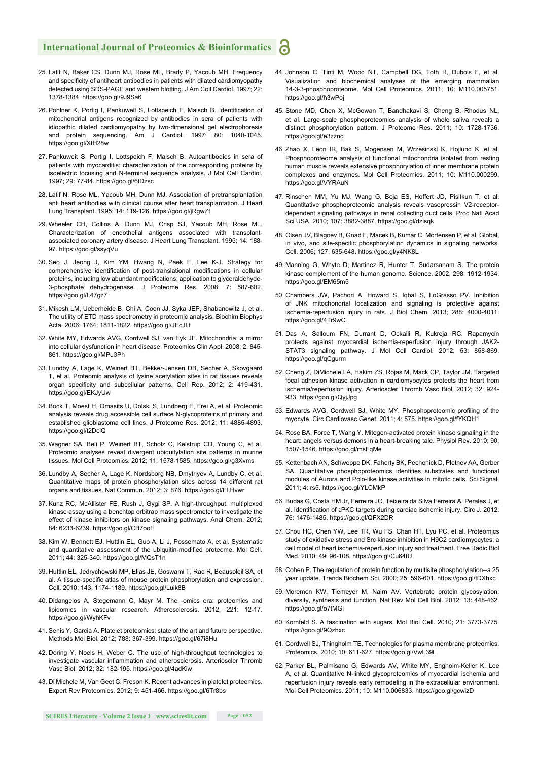25. Latif N, Baker CS, Dunn MJ, Rose ML, Brady P, Yacoub MH. Frequency and specificity of antiheart antibodies in patients with dilated cardiomyopathy detected using SDS-PAGE and western blotting. J Am Coll Cardiol. 1997; 22: 1378-1384. https://goo.gl/9J9Sa6

26. Pohlner K, Portig I, Pankuweit S, Lottspeich F, Maisch B. Identification of mitochondrial antigens recognized by antibodies in sera of patients with idiopathic dilated cardiomyopathy by two-dimensional gel electrophoresis and protein sequencing. Am J Cardiol. 1997; 80: 1040-1045. https://goo.gl/XfH28w

27. Pankuweit S, Portig I, Lottspeich F, Maisch B. Autoantibodies in sera of patients with myocarditis: characterization of the corresponding proteins by isoelectric focusing and N-terminal sequence analysis. J Mol Cell Cardiol. 1997; 29: 77-84. https://goo.gl/6fDzsc

28. Latif N, Rose ML, Yacoub MH, Dunn MJ. Association of pretransplantation anti heart antibodies with clinical course after heart transplantation. J Heart Lung Transplant. 1995; 14: 119-126. https://goo.gl/jRgwZt

29. Wheeler CH, Collins A, Dunn MJ, Crisp SJ, Yacoub MH, Rose ML. Characterization of endothelial antigens associated with transplant-associated coronary artery disease. J Heart Lung Transplant. 1995; 14: 188-97. https://goo.gl/ssyqVu

30. Seo J, Jeong J, Kim YM, Hwang N, Paek E, Lee K-J. Strategy for comprehensive identification of post-translational modifications in cellular proteins, including low abundant modifications: application to glyceraldehyde-3-phosphate dehydrogenase. J Proteome Res. 2008; 7: 587-602. https://goo.gl/L47gz7

31. Mikesh LM, Ueberheide B, Chi A, Coon JJ, Syka JEP, Shabanowitz J, et al. The utility of ETD mass spectrometry in proteomic analysis. Biochim Biophys Acta. 2006; 1764: 1811-1822. https://goo.gl/JEcJLt

32. White MY, Edwards AVG, Cordwell SJ, van Eyk JE. Mitochondria: a mirror into cellular dysfunction in heart disease. Proteomics Clin Appl. 2008; 2: 845-861. https://goo.gl/MPu3Ph

33. Lundby A, Lage K, Weinert BT, Bekker-Jensen DB, Secher A, Skovgaard T, et al. Proteomic analysis of lysine acetylation sites in rat tissues reveals organ specificity and subcellular patterns. Cell Rep. 2012; 2: 419-431. https://goo.gl/EKJyUw

34. Bock T, Moest H, Omasits U, Dolski S, Lundberg E, Frei A, et al. Proteomic analysis reveals drug accessible cell surface N-glycoproteins of primary and established glioblastoma cell lines. J Proteome Res. 2012; 11: 4885-4893. https://goo.gl/t2DciQ

35. Wagner SA, Beli P, Weinert BT, Scholz C, Kelstrup CD, Young C, et al. Proteomic analyses reveal divergent ubiquitylation site patterns in murine tissues. Mol Cell Proteomics. 2012; 11: 1578-1585. https://goo.gl/g3Xvms

36. Lundby A, Secher A, Lage K, Nordsborg NB, Dmytriyev A, Lundby C, et al. Quantitative maps of protein phosphorylation sites across 14 different rat organs and tissues. Nat Commun. 2012; 3: 876. https://goo.gl/FLHvwr

37. Kunz RC, McAllister FE, Rush J, Gygi SP. A high-throughput, multiplexed kinase assay using a benchtop orbitrap mass spectrometer to investigate the effect of kinase inhibitors on kinase signaling pathways. Anal Chem. 2012; 84: 6233-6239. https://goo.gl/CB7ooE

38. Kim W, Bennett EJ, Huttlin EL, Guo A, Li J, Possemato A, et al. Systematic and quantitative assessment of the ubiquitin-modified proteome. Mol Cell. 2011; 44: 325-340. https://goo.gl/MQsT1n

39. Huttlin EL, Jedrychowski MP, Elias JE, Goswami T, Rad R, Beausoleil SA, et al. A tissue-specific atlas of mouse protein phosphorylation and expression. Cell. 2010; 143: 1174-1189. https://goo.gl/Luik8B

40. Didangelos A, Stegemann C, Mayr M. The -omics era: proteomics and lipidomics in vascular research. Atherosclerosis. 2012; 221: 12-17. https://goo.gl/WyhKFv

41. Senis Y, Garcia A. Platelet proteomics: state of the art and future perspective. Methods Mol Biol. 2012; 788: 367-399. https://goo.gl/67i8Hu

42. Doring Y, Noels H, Weber C. The use of high-throughput technologies to investigate vascular inflammation and atherosclerosis. Arterioscler Thromb Vasc Biol. 2012; 32: 182-195. https://goo.gl/4adKiw

43. Di Michele M, Van Geet C, Freson K. Recent advances in platelet proteomics. Expert Rev Proteomics. 2012; 9: 451-466. https://goo.gl/6Tr8bs

44. Johnson C, Tinti M, Wood NT, Campbell DG, Toth R, Dubois F, et al. Visualization and biochemical analyses of the emerging mammalian 14-3-3-phosphoproteome. Mol Cell Proteomics. 2011; 10: M110.005751. https://goo.gl/h3wPoj

45. Stone MD, Chen X, McGowan T, Bandhakavi S, Cheng B, Rhodus NL, et al. Large-scale phosphoproteomics analysis of whole saliva reveals a distinct phosphorylation pattern. J Proteome Res. 2011; 10: 1728-1736. https://goo.gl/e3zznd

46. Zhao X, Leon IR, Bak S, Mogensen M, Wrzesinski K, Hojlund K, et al. Phosphoproteome analysis of functional mitochondria isolated from resting human muscle reveals extensive phosphorylation of inner membrane protein complexes and enzymes. Mol Cell Proteomics. 2011; 10: M110.000299. https://goo.gl/VYRAuN

47. Rinschen MM, Yu MJ, Wang G, Boja ES, Hoffert JD, Pisitkun T, et al. Quantitative phosphoproteomic analysis reveals vasopressin V2-receptor-dependent signaling pathways in renal collecting duct cells. Proc Natl Acad Sci USA. 2010; 107: 3882-3887. https://goo.gl/dzisqk

48. Olsen JV, Blagoev B, Gnad F, Macek B, Kumar C, Mortensen P, et al. Global, in vivo, and site-specific phosphorylation dynamics in signaling networks. Cell. 2006; 127: 635-648. https://goo.gl/y4NK8L

49. Manning G, Whyte D, Martinez R, Hunter T, Sudarsanam S. The protein kinase complement of the human genome. Science. 2002; 298: 1912-1934. https://goo.gl/EM65m5

50. Chambers JW, Pachori A, Howard S, Iqbal S, LoGrasso PV. Inhibition of JNK mitochondrial localization and signaling is protective against ischemia-reperfusion injury in rats. J Biol Chem. 2013; 288: 4000-4011. https://goo.gl/4Tr9wC

51. Das A, Salloum FN, Durrant D, Ockaili R, Kukreja RC. Rapamycin protects against myocardial ischemia-reperfusion injury through JAK2-STAT3 signaling pathway. J Mol Cell Cardiol. 2012; 53: 858-869. https://goo.gl/qCgurm

52. Cheng Z, DiMichele LA, Hakim ZS, Rojas M, Mack CP, Taylor JM. Targeted focal adhesion kinase activation in cardiomyocytes protects the heart from ischemia/reperfusion injury. Arterioscler Thromb Vasc Biol. 2012; 32: 924-933. https://goo.gl/QyjJpg

53. Edwards AVG, Cordwell SJ, White MY. Phosphoproteomic profiling of the myocyte. Circ Cardiovasc Genet. 2011; 4: 575. https://goo.gl/fYKQH1

54. Rose BA, Force T, Wang Y. Mitogen-activated protein kinase signaling in the heart: angels versus demons in a heart-breaking tale. Physiol Rev. 2010; 90: 1507-1546. https://goo.gl/msFqMe

55. Kettenbach AN, Schweppe DK, Faherty BK, Pechenick D, Pletnev AA, Gerber SA. Quantitative phosphoproteomics identifies substrates and functional modules of Aurora and Polo-like kinase activities in mitotic cells. Sci Signal. 2011; 4: rs5. https://goo.gl/YLCMkP

56. Budas G, Costa HM Jr, Ferreira JC, Teixeira da Silva Ferreira A, Perales J, et al. Identification of εPKC targets during cardiac ischemic injury. Circ J. 2012; 76: 1476-1485. https://goo.gl/QFX2DR

57. Chou HC, Chen YW, Lee TR, Wu FS, Chan HT, Lyu PC, et al. Proteomics study of oxidative stress and Src kinase inhibition in H9C2 cardiomyocytes: a cell model of heart ischemia-reperfusion injury and treatment. Free Radic Biol Med. 2010; 49: 96-108. https://goo.gl/Cu64fU

58. Cohen P. The regulation of protein function by multisite phosphorylation--a 25 year update. Trends Biochem Sci. 2000; 25: 596-601. https://goo.gl/tDXhxc

59. Moremen KW, Tiemeyer M, Nairn AV. Vertebrate protein glycosylation: diversity, synthesis and function. Nat Rev Mol Cell Biol. 2012; 13: 448-462. https://goo.gl/o7tMGi

60. Kornfeld S. A fascination with sugars. Mol Biol Cell. 2010; 21: 3773-3775. https://goo.gl/9Qzhxc

61. Cordwell SJ, Thingholm TE. Technologies for plasma membrane proteomics. Proteomics. 2010; 10: 611-627. https://goo.gl/VwL39L

62. Parker BL, Palmisano G, Edwards AV, White MY, Engholm-Keller K, Lee A, et al. Quantitative N-linked glycoproteomics of myocardial ischemia and reperfusion injury reveals early remodeling in the extracellular environment. Mol Cell Proteomics. 2011; 10: M110.006833. https://goo.gl/gcwizD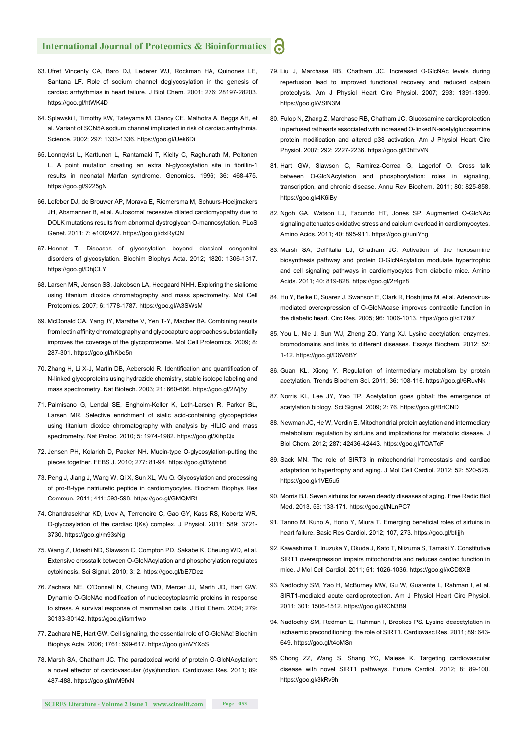63. Ufret Vincenty CA, Baro DJ, Lederer WJ, Rockman HA, Quinones LE, Santana LF. Role of sodium channel deglycosylation in the genesis of cardiac arrhythmias in heart failure. J Biol Chem. 2001; 276: 28197-28203. https://goo.gl/htWK4D

64. Splawski I, Timothy KW, Tateyama M, Clancy CE, Malhotra A, Beggs AH, et al. Variant of SCN5A sodium channel implicated in risk of cardiac arrhythmia. Science. 2002; 297: 1333-1336. https://goo.gl/Uek6Di

65. Lonnqvist L, Karttunen L, Rantamaki T, Kielty C, Raghunath M, Peltonen L. A point mutation creating an extra N-glycosylation site in fibrillin-1 results in neonatal Marfan syndrome. Genomics. 1996; 36: 468-475. https://goo.gl/9225gN

66. Lefeber DJ, de Brouwer AP, Morava E, Riemersma M, Schuurs-Hoeijmakers JH, Absmanner B, et al. Autosomal recessive dilated cardiomyopathy due to DOLK mutations results from abnormal dystroglycan O-mannosylation. PLoS Genet. 2011; 7: e1002427. https://goo.gl/dxRyQN

67. Hennet T. Diseases of glycosylation beyond classical congenital disorders of glycosylation. Biochim Biophys Acta. 2012; 1820: 1306-1317. https://goo.gl/DhjCLY

68. Larsen MR, Jensen SS, Jakobsen LA, Heegaard NHH. Exploring the sialiome using titanium dioxide chromatography and mass spectrometry. Mol Cell Proteomics. 2007; 6: 1778-1787. https://goo.gl/A3SWsM

69. McDonald CA, Yang JY, Marathe V, Yen T-Y, Macher BA. Combining results from lectin affinity chromatography and glycocapture approaches substantially improves the coverage of the glycoproteome. Mol Cell Proteomics. 2009; 8: 287-301. https://goo.gl/hKbe5n

70. Zhang H, Li X-J, Martin DB, Aebersold R. Identification and quantification of N-linked glycoproteins using hydrazide chemistry, stable isotope labeling and mass spectrometry. Nat Biotech. 2003; 21: 660-666. https://goo.gl/2iVj5y

71. Palmisano G, Lendal SE, Engholm-Keller K, Leth-Larsen R, Parker BL, Larsen MR. Selective enrichment of sialic acid-containing glycopeptides using titanium dioxide chromatography with analysis by HILIC and mass spectrometry. Nat Protoc. 2010; 5: 1974-1982. https://goo.gl/XihpQx

72. Jensen PH, Kolarich D, Packer NH. Mucin-type O-glycosylation-putting the pieces together. FEBS J. 2010; 277: 81-94. https://goo.gl/Bybhb6

73. Peng J, Jiang J, Wang W, Qi X, Sun XL, Wu Q. Glycosylation and processing of pro-B-type natriuretic peptide in cardiomyocytes. Biochem Biophys Res Commun. 2011; 411: 593-598. https://goo.gl/GMQMRt

74. Chandrasekhar KD, Lvov A, Terrenoire C, Gao GY, Kass RS, Kobertz WR. O-glycosylation of the cardiac I(Ks) complex. J Physiol. 2011; 589: 3721-3730. https://goo.gl/m93sNg

75. Wang Z, Udeshi ND, Slawson C, Compton PD, Sakabe K, Cheung WD, et al. Extensive crosstalk between O-GlcNAcylation and phosphorylation regulates cytokinesis. Sci Signal. 2010; 3: 2. https://goo.gl/bE7Dez

76. Zachara NE, O'Donnell N, Cheung WD, Mercer JJ, Marth JD, Hart GW. Dynamic O-GlcNAc modification of nucleocytoplasmic proteins in response to stress. A survival response of mammalian cells. J Biol Chem. 2004; 279: 30133-30142. https://goo.gl/ism1wo

77. Zachara NE, Hart GW. Cell signaling, the essential role of O-GlcNAc! Biochim Biophys Acta. 2006; 1761: 599-617. https://goo.gl/nVYXoS

78. Marsh SA, Chatham JC. The paradoxical world of protein O-GlcNAcylation: a novel effector of cardiovascular (dys)function. Cardiovasc Res. 2011; 89: 487-488. https://goo.gl/mM9fxN

79. Liu J, Marchase RB, Chatham JC. Increased O-GlcNAc levels during reperfusion lead to improved functional recovery and reduced calpain proteolysis. Am J Physiol Heart Circ Physiol. 2007; 293: 1391-1399. https://goo.gl/VSfN3M

80. Fulop N, Zhang Z, Marchase RB, Chatham JC. Glucosamine cardioprotection in perfused rat hearts associated with increased O-linked N-acetylglucosamine protein modification and altered p38 activation. Am J Physiol Heart Circ Physiol. 2007; 292: 2227-2236. https://goo.gl/DhEvVN

81. Hart GW, Slawson C, Ramirez-Correa G, Lagerlof O. Cross talk between O-GlcNAcylation and phosphorylation: roles in signaling, transcription, and chronic disease. Annu Rev Biochem. 2011; 80: 825-858. https://goo.gl/4K6iBy

82. Ngoh GA, Watson LJ, Facundo HT, Jones SP. Augmented O-GlcNAc signaling attenuates oxidative stress and calcium overload in cardiomyocytes. Amino Acids. 2011; 40: 895-911. https://goo.gl/uniYng

83. Marsh SA, Dell'Italia LJ, Chatham JC. Activation of the hexosamine biosynthesis pathway and protein O-GlcNAcylation modulate hypertrophic and cell signaling pathways in cardiomyocytes from diabetic mice. Amino Acids. 2011; 40: 819-828. https://goo.gl/2r4gz8

84. Hu Y, Belke D, Suarez J, Swanson E, Clark R, Hoshijima M, et al. Adenovirus-mediated overexpression of O-GlcNAcase improves contractile function in the diabetic heart. Circ Res. 2005; 96: 1006-1013. https://goo.gl/cT78i7

85. You L, Nie J, Sun WJ, Zheng ZQ, Yang XJ. Lysine acetylation: enzymes, bromodomains and links to different diseases. Essays Biochem. 2012; 52: 1-12. https://goo.gl/D6V6BY

86. Guan KL, Xiong Y. Regulation of intermediary metabolism by protein acetylation. Trends Biochem Sci. 2011; 36: 108-116. https://goo.gl/6RuvNk

87. Norris KL, Lee JY, Yao TP. Acetylation goes global: the emergence of acetylation biology. Sci Signal. 2009; 2: 76. https://goo.gl/BrtCND

88. Newman JC, He W, Verdin E. Mitochondrial protein acylation and intermediary metabolism: regulation by sirtuins and implications for metabolic disease. J Biol Chem. 2012; 287: 42436-42443. https://goo.gl/TQATcF

89. Sack MN. The role of SIRT3 in mitochondrial homeostasis and cardiac adaptation to hypertrophy and aging. J Mol Cell Cardiol. 2012; 52: 520-525. https://goo.gl/1VE5u5

90. Morris BJ. Seven sirtuins for seven deadly diseases of aging. Free Radic Biol Med. 2013. 56: 133-171. https://goo.gl/NLnPC7

91. Tanno M, Kuno A, Horio Y, Miura T. Emerging beneficial roles of sirtuins in heart failure. Basic Res Cardiol. 2012; 107, 273. https://goo.gl/btijjh

92. Kawashima T, Inuzuka Y, Okuda J, Kato T, Niizuma S, Tamaki Y. Constitutive SIRT1 overexpression impairs mitochondria and reduces cardiac function in mice. J Mol Cell Cardiol. 2011; 51: 1026-1036. https://goo.gl/xCD8XB

93. Nadtochiy SM, Yao H, McBurney MW, Gu W, Guarente L, Rahman I, et al. SIRT1-mediated acute cardioprotection. Am J Physiol Heart Circ Physiol. 2011; 301: 1506-1512. https://goo.gl/RCN3B9

94. Nadtochiy SM, Redman E, Rahman I, Brookes PS. Lysine deacetylation in ischaemic preconditioning: the role of SIRT1. Cardiovasc Res. 2011; 89: 643-649. https://goo.gl/t4oMSn

95. Chong ZZ, Wang S, Shang YC, Maiese K. Targeting cardiovascular disease with novel SIRT1 pathways. Future Cardiol. 2012; 8: 89-100. https://goo.gl/3kRv9h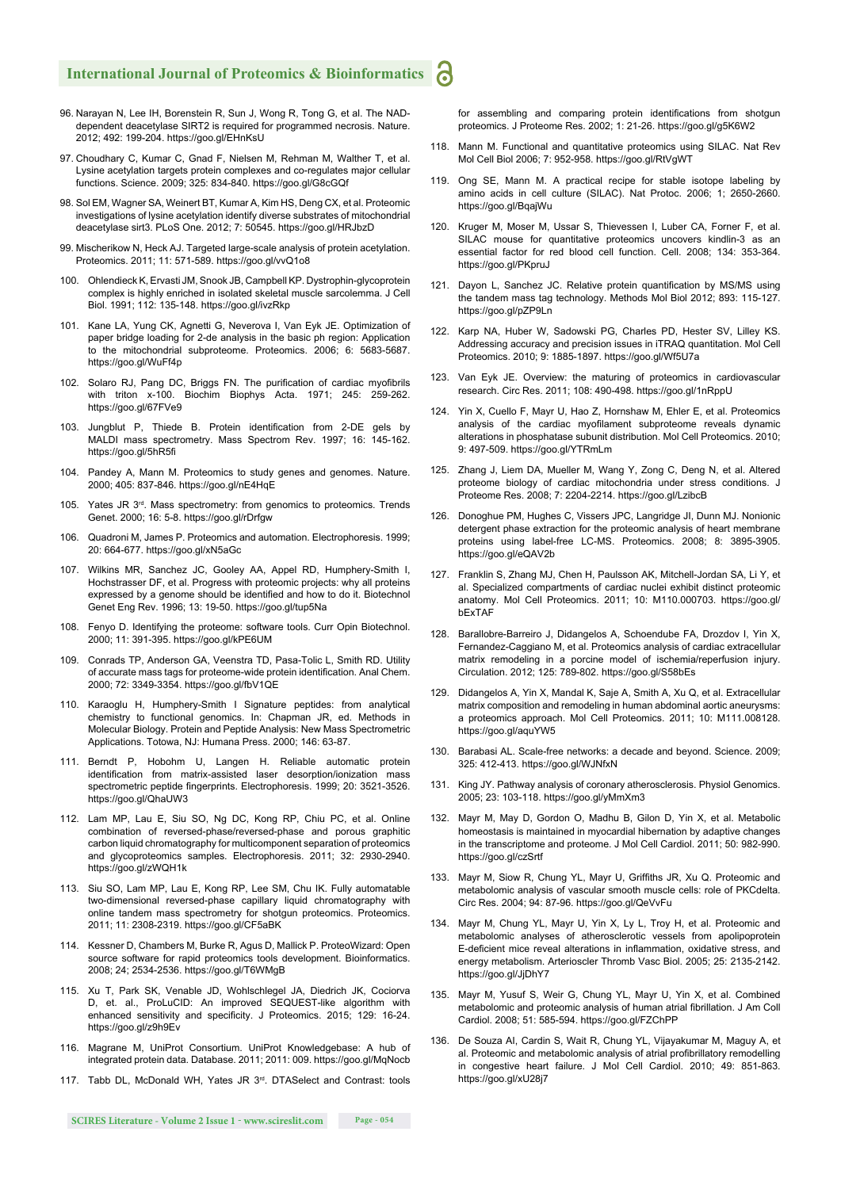96. Narayan N, Lee IH, Borenstein R, Sun J, Wong R, Tong G, et al. The NAD-dependent deacetylase SIRT2 is required for programmed necrosis. Nature. 2012; 492: 199-204. https://goo.gl/EHnKsU

97. Choudhary C, Kumar C, Gnad F, Nielsen M, Rehman M, Walther T, et al. Lysine acetylation targets protein complexes and co-regulates major cellular functions. Science. 2009; 325: 834-840. https://goo.gl/G8cGQf

98. Sol EM, Wagner SA, Weinert BT, Kumar A, Kim HS, Deng CX, et al. Proteomic investigations of lysine acetylation identify diverse substrates of mitochondrial deacetylase sirt3. PLoS One. 2012; 7: 50545. https://goo.gl/HRJbzD

99. Mischerikow N, Heck AJ. Targeted large-scale analysis of protein acetylation. Proteomics. 2011; 11: 571-589. https://goo.gl/vvQ1o8

100. Ohlendieck K, Ervasti JM, Snook JB, Campbell KP. Dystrophin-glycoprotein complex is highly enriched in isolated skeletal muscle sarcolemma. J Cell Biol. 1991; 112: 135-148. https://goo.gl/ivzRkp

101. Kane LA, Yung CK, Agnetti G, Neverova I, Van Eyk JE. Optimization of paper bridge loading for 2-de analysis in the basic ph region: Application to the mitochondrial subproteome. Proteomics. 2006; 6: 5683-5687. https://goo.gl/WuFf4p

102. Solaro RJ, Pang DC, Briggs FN. The purification of cardiac myofibrils with triton x-100. Biochim Biophys Acta. 1971; 245: 259-262. https://goo.gl/67FVe9

103. Jungblut P, Thiede B. Protein identification from 2-DE gels by MALDI mass spectrometry. Mass Spectrom Rev. 1997; 16: 145-162. https://goo.gl/5hR5fi

104. Pandey A, Mann M. Proteomics to study genes and genomes. Nature. 2000; 405: 837-846. https://goo.gl/nE4HqE

105. Yates JR 3rd. Mass spectrometry: from genomics to proteomics. Trends Genet. 2000; 16: 5-8. https://goo.gl/rDrfgw

106. Quadroni M, James P. Proteomics and automation. Electrophoresis. 1999; 20: 664-677. https://goo.gl/xN5aGc

107. Wilkins MR, Sanchez JC, Gooley AA, Appel RD, Humphery-Smith I, Hochstrasser DF, et al. Progress with proteomic projects: why all proteins expressed by a genome should be identified and how to do it. Biotechnol Genet Eng Rev. 1996; 13: 19-50. https://goo.gl/tup5Na

108. Fenyo D. Identifying the proteome: software tools. Curr Opin Biotechnol. 2000; 11: 391-395. https://goo.gl/kPE6UM

109. Conrads TP, Anderson GA, Veenstra TD, Pasa-Tolic L, Smith RD. Utility of accurate mass tags for proteome-wide protein identification. Anal Chem. 2000; 72: 3349-3354. https://goo.gl/fbV1QE

110. Karaoglu H, Humphery-Smith I Signature peptides: from analytical chemistry to functional genomics. In: Chapman JR, ed. Methods in Molecular Biology. Protein and Peptide Analysis: New Mass Spectrometric Applications. Totowa, NJ: Humana Press. 2000; 146: 63-87.

111. Berndt P, Hobohm U, Langen H. Reliable automatic protein identification from matrix-assisted laser desorption/ionization mass spectrometric peptide fingerprints. Electrophoresis. 1999; 20: 3521-3526. https://goo.gl/QhaUW3

112. Lam MP, Lau E, Siu SO, Ng DC, Kong RP, Chiu PC, et al. Online combination of reversed-phase/reversed-phase and porous graphitic carbon liquid chromatography for multicomponent separation of proteomics and glycoproteomics samples. Electrophoresis. 2011; 32: 2930-2940. https://goo.gl/zWQH1k

113. Siu SO, Lam MP, Lau E, Kong RP, Lee SM, Chu IK. Fully automatable two-dimensional reversed-phase capillary liquid chromatography with online tandem mass spectrometry for shotgun proteomics. Proteomics. 2011; 11: 2308-2319. https://goo.gl/CF5aBK

114. Kessner D, Chambers M, Burke R, Agus D, Mallick P. ProteoWizard: Open source software for rapid proteomics tools development. Bioinformatics. 2008; 24; 2534-2536. https://goo.gl/T6WMgB

115. Xu T, Park SK, Venable JD, Wohlschlegel JA, Diedrich JK, Cociorva D, et. al., ProLuCID: An improved SEQUEST-like algorithm with enhanced sensitivity and specificity. J Proteomics. 2015; 129: 16-24. https://goo.gl/z9h9Ev

116. Magrane M, UniProt Consortium. UniProt Knowledgebase: A hub of integrated protein data. Database. 2011; 2011: 009. https://goo.gl/MqNocb

117. Tabb DL, McDonald WH, Yates JR 3rd. DTASelect and Contrast: tools for assembling and comparing protein identifications from shotgun proteomics. J Proteome Res. 2002; 1: 21-26. https://goo.gl/g5K6W2

118. Mann M. Functional and quantitative proteomics using SILAC. Nat Rev Mol Cell Biol 2006; 7: 952-958. https://goo.gl/RtVgWT

119. Ong SE, Mann M. A practical recipe for stable isotope labeling by amino acids in cell culture (SILAC). Nat Protoc. 2006; 1; 2650-2660. https://goo.gl/BqajWu

120. Kruger M, Moser M, Ussar S, Thievessen I, Luber CA, Forner F, et al. SILAC mouse for quantitative proteomics uncovers kindlin-3 as an essential factor for red blood cell function. Cell. 2008; 134: 353-364. https://goo.gl/PKpruJ

121. Dayon L, Sanchez JC. Relative protein quantification by MS/MS using the tandem mass tag technology. Methods Mol Biol 2012; 893: 115-127. https://goo.gl/pZP9Ln

122. Karp NA, Huber W, Sadowski PG, Charles PD, Hester SV, Lilley KS. Addressing accuracy and precision issues in iTRAQ quantitation. Mol Cell Proteomics. 2010; 9: 1885-1897. https://goo.gl/Wf5U7a

123. Van Eyk JE. Overview: the maturing of proteomics in cardiovascular research. Circ Res. 2011; 108: 490-498. https://goo.gl/1nRppU

124. Yin X, Cuello F, Mayr U, Hao Z, Hornshaw M, Ehler E, et al. Proteomics analysis of the cardiac myofilament subproteome reveals dynamic alterations in phosphatase subunit distribution. Mol Cell Proteomics. 2010; 9: 497-509. https://goo.gl/YTRmLm

125. Zhang J, Liem DA, Mueller M, Wang Y, Zong C, Deng N, et al. Altered proteome biology of cardiac mitochondria under stress conditions. J Proteome Res. 2008; 7: 2204-2214. https://goo.gl/LzibcB

126. Donoghue PM, Hughes C, Vissers JPC, Langridge JI, Dunn MJ. Nonionic detergent phase extraction for the proteomic analysis of heart membrane proteins using label-free LC-MS. Proteomics. 2008; 8: 3895-3905. https://goo.gl/eQAV2b

127. Franklin S, Zhang MJ, Chen H, Paulsson AK, Mitchell-Jordan SA, Li Y, et al. Specialized compartments of cardiac nuclei exhibit distinct proteomic anatomy. Mol Cell Proteomics. 2011; 10: M110.000703. https://goo.gl/bExTAF

128. Barallobre-Barreiro J, Didangelos A, Schoendube FA, Drozdov I, Yin X, Fernandez-Caggiano M, et al. Proteomics analysis of cardiac extracellular matrix remodeling in a porcine model of ischemia/reperfusion injury. Circulation. 2012; 125: 789-802. https://goo.gl/S58bEs

129. Didangelos A, Yin X, Mandal K, Saje A, Smith A, Xu Q, et al. Extracellular matrix composition and remodeling in human abdominal aortic aneurysms: a proteomics approach. Mol Cell Proteomics. 2011; 10: M111.008128. https://goo.gl/aquYW5

130. Barabasi AL. Scale-free networks: a decade and beyond. Science. 2009; 325: 412-413. https://goo.gl/WJNfxN

131. King JY. Pathway analysis of coronary atherosclerosis. Physiol Genomics. 2005; 23: 103-118. https://goo.gl/yMmXm3

132. Mayr M, May D, Gordon O, Madhu B, Gilon D, Yin X, et al. Metabolic homeostasis is maintained in myocardial hibernation by adaptive changes in the transcriptome and proteome. J Mol Cell Cardiol. 2011; 50: 982-990. https://goo.gl/czSrtf

133. Mayr M, Siow R, Chung YL, Mayr U, Griffiths JR, Xu Q. Proteomic and metabolomic analysis of vascular smooth muscle cells: role of PKCdelta. Circ Res. 2004; 94: 87-96. https://goo.gl/QeVvFu

134. Mayr M, Chung YL, Mayr U, Yin X, Ly L, Troy H, et al. Proteomic and metabolomic analyses of atherosclerotic vessels from apolipoprotein E-deficient mice reveal alterations in inflammation, oxidative stress, and energy metabolism. Arterioscler Thromb Vasc Biol. 2005; 25: 2135-2142. https://goo.gl/JjDhY7

135. Mayr M, Yusuf S, Weir G, Chung YL, Mayr U, Yin X, et al. Combined metabolomic and proteomic analysis of human atrial fibrillation. J Am Coll Cardiol. 2008; 51: 585-594. https://goo.gl/FZChPP

136. De Souza AI, Cardin S, Wait R, Chung YL, Vijayakumar M, Maguy A, et al. Proteomic and metabolomic analysis of atrial profibrillatory remodelling in congestive heart failure. J Mol Cell Cardiol. 2010; 49: 851-863. https://goo.gl/xU28j7